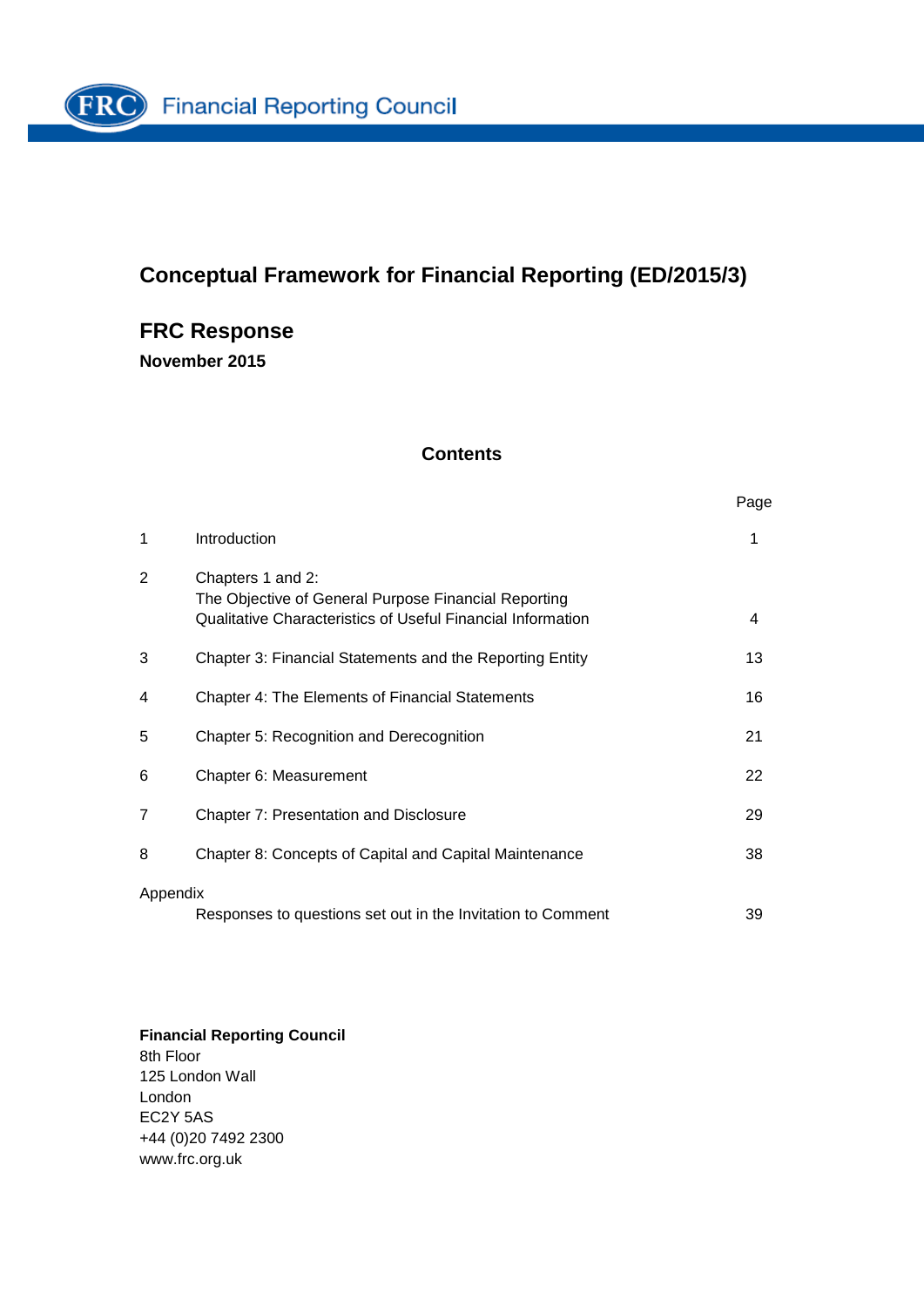Financial Reporting Council

# Conceptual Framework for Financial Reporting (ED/2015/3)

## FRC Response

**November 2015**

### Contents

| | | Page |
|---|---|---|
| 1 | Introduction | 1 |
| 2 | Chapters 1 and 2:<br>The Objective of General Purpose Financial Reporting<br>Qualitative Characteristics of Useful Financial Information | 4 |
| 3 | Chapter 3: Financial Statements and the Reporting Entity | 13 |
| 4 | Chapter 4: The Elements of Financial Statements | 16 |
| 5 | Chapter 5: Recognition and Derecognition | 21 |
| 6 | Chapter 6: Measurement | 22 |
| 7 | Chapter 7: Presentation and Disclosure | 29 |
| 8 | Chapter 8: Concepts of Capital and Capital Maintenance | 38 |
| Appendix | Responses to questions set out in the Invitation to Comment | 39 |

**Financial Reporting Council**
8th Floor
125 London Wall
London
EC2Y 5AS
+44 (0)20 7492 2300
www.frc.org.uk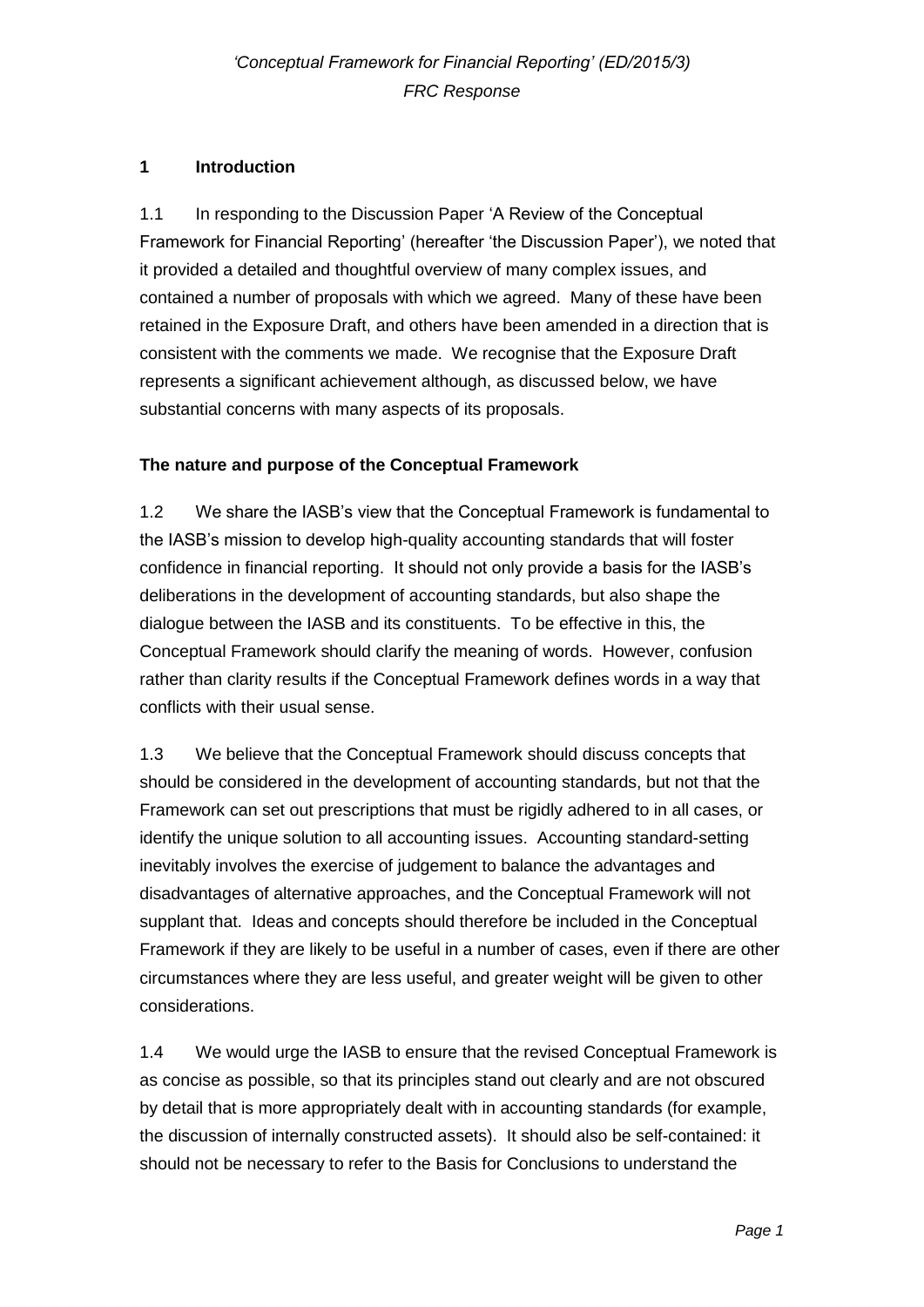## 1 Introduction

1.1 In responding to the Discussion Paper 'A Review of the Conceptual Framework for Financial Reporting' (hereafter 'the Discussion Paper'), we noted that it provided a detailed and thoughtful overview of many complex issues, and contained a number of proposals with which we agreed. Many of these have been retained in the Exposure Draft, and others have been amended in a direction that is consistent with the comments we made. We recognise that the Exposure Draft represents a significant achievement although, as discussed below, we have substantial concerns with many aspects of its proposals.

### The nature and purpose of the Conceptual Framework

1.2 We share the IASB's view that the Conceptual Framework is fundamental to the IASB's mission to develop high-quality accounting standards that will foster confidence in financial reporting. It should not only provide a basis for the IASB's deliberations in the development of accounting standards, but also shape the dialogue between the IASB and its constituents. To be effective in this, the Conceptual Framework should clarify the meaning of words. However, confusion rather than clarity results if the Conceptual Framework defines words in a way that conflicts with their usual sense.

1.3 We believe that the Conceptual Framework should discuss concepts that should be considered in the development of accounting standards, but not that the Framework can set out prescriptions that must be rigidly adhered to in all cases, or identify the unique solution to all accounting issues. Accounting standard-setting inevitably involves the exercise of judgement to balance the advantages and disadvantages of alternative approaches, and the Conceptual Framework will not supplant that. Ideas and concepts should therefore be included in the Conceptual Framework if they are likely to be useful in a number of cases, even if there are other circumstances where they are less useful, and greater weight will be given to other considerations.

1.4 We would urge the IASB to ensure that the revised Conceptual Framework is as concise as possible, so that its principles stand out clearly and are not obscured by detail that is more appropriately dealt with in accounting standards (for example, the discussion of internally constructed assets). It should also be self-contained: it should not be necessary to refer to the Basis for Conclusions to understand the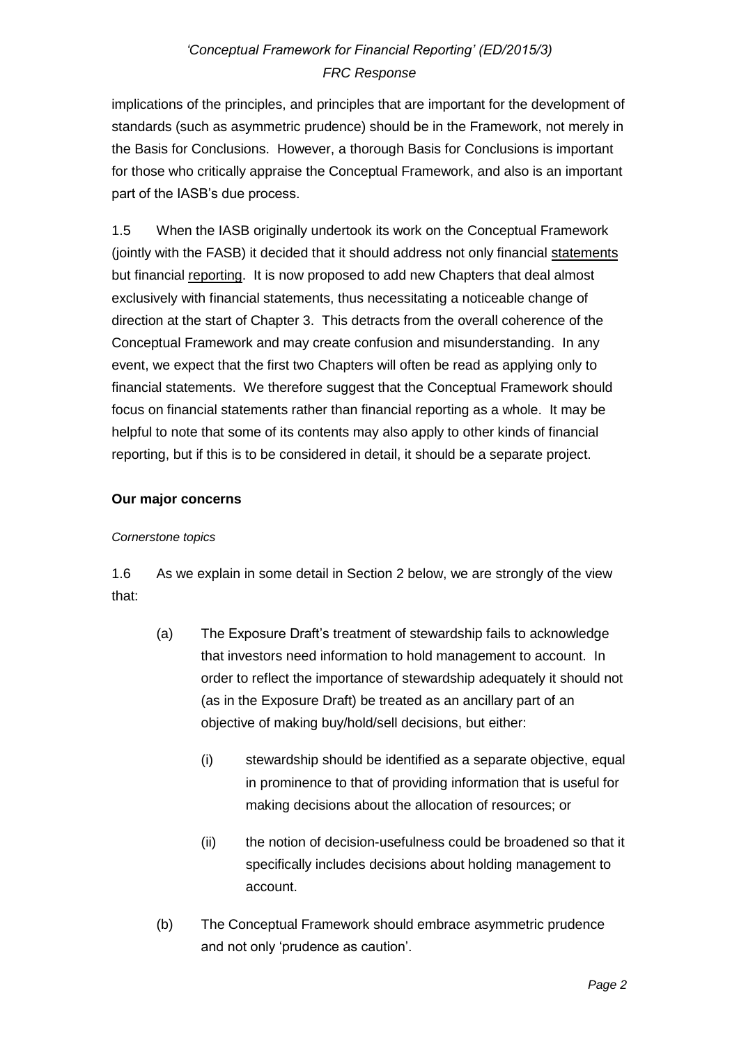implications of the principles, and principles that are important for the development of standards (such as asymmetric prudence) should be in the Framework, not merely in the Basis for Conclusions. However, a thorough Basis for Conclusions is important for those who critically appraise the Conceptual Framework, and also is an important part of the IASB's due process.

1.5 When the IASB originally undertook its work on the Conceptual Framework (jointly with the FASB) it decided that it should address not only financial <u>statements</u> but financial <u>reporting</u>. It is now proposed to add new Chapters that deal almost exclusively with financial statements, thus necessitating a noticeable change of direction at the start of Chapter 3. This detracts from the overall coherence of the Conceptual Framework and may create confusion and misunderstanding. In any event, we expect that the first two Chapters will often be read as applying only to financial statements. We therefore suggest that the Conceptual Framework should focus on financial statements rather than financial reporting as a whole. It may be helpful to note that some of its contents may also apply to other kinds of financial reporting, but if this is to be considered in detail, it should be a separate project.

**Our major concerns**

*Cornerstone topics*

1.6 As we explain in some detail in Section 2 below, we are strongly of the view that:

(a) The Exposure Draft's treatment of stewardship fails to acknowledge that investors need information to hold management to account. In order to reflect the importance of stewardship adequately it should not (as in the Exposure Draft) be treated as an ancillary part of an objective of making buy/hold/sell decisions, but either:

  (i) stewardship should be identified as a separate objective, equal in prominence to that of providing information that is useful for making decisions about the allocation of resources; or

  (ii) the notion of decision-usefulness could be broadened so that it specifically includes decisions about holding management to account.

(b) The Conceptual Framework should embrace asymmetric prudence and not only 'prudence as caution'.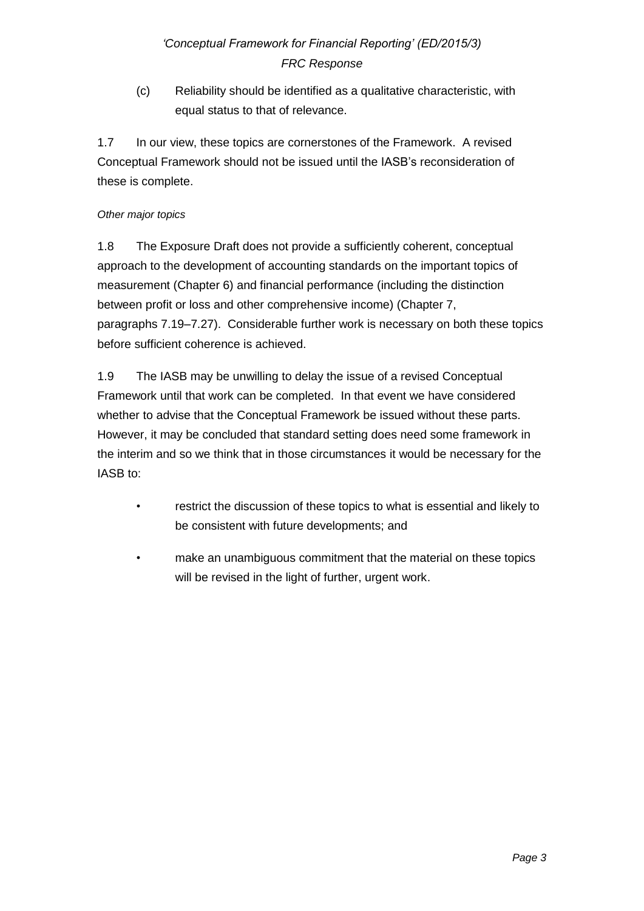(c) Reliability should be identified as a qualitative characteristic, with equal status to that of relevance.

1.7 In our view, these topics are cornerstones of the Framework. A revised Conceptual Framework should not be issued until the IASB's reconsideration of these is complete.

*Other major topics*

1.8 The Exposure Draft does not provide a sufficiently coherent, conceptual approach to the development of accounting standards on the important topics of measurement (Chapter 6) and financial performance (including the distinction between profit or loss and other comprehensive income) (Chapter 7, paragraphs 7.19–7.27). Considerable further work is necessary on both these topics before sufficient coherence is achieved.

1.9 The IASB may be unwilling to delay the issue of a revised Conceptual Framework until that work can be completed. In that event we have considered whether to advise that the Conceptual Framework be issued without these parts. However, it may be concluded that standard setting does need some framework in the interim and so we think that in those circumstances it would be necessary for the IASB to:

- restrict the discussion of these topics to what is essential and likely to be consistent with future developments; and
- make an unambiguous commitment that the material on these topics will be revised in the light of further, urgent work.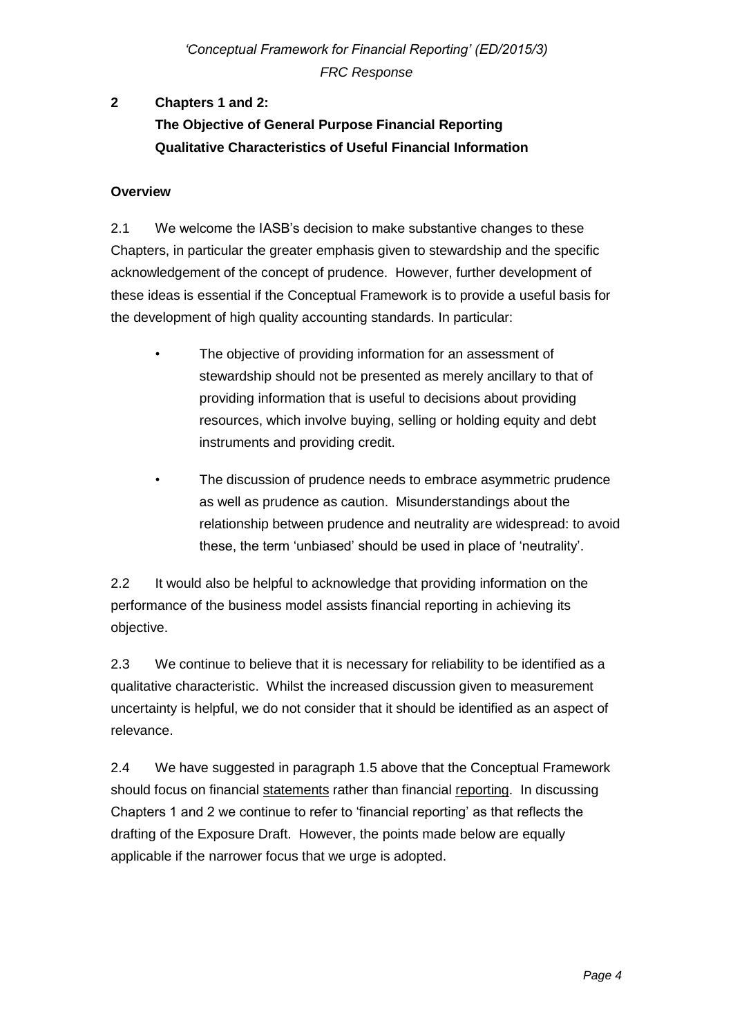## 2 Chapters 1 and 2: The Objective of General Purpose Financial Reporting Qualitative Characteristics of Useful Financial Information

### Overview

2.1 We welcome the IASB's decision to make substantive changes to these Chapters, in particular the greater emphasis given to stewardship and the specific acknowledgement of the concept of prudence. However, further development of these ideas is essential if the Conceptual Framework is to provide a useful basis for the development of high quality accounting standards. In particular:

- The objective of providing information for an assessment of stewardship should not be presented as merely ancillary to that of providing information that is useful to decisions about providing resources, which involve buying, selling or holding equity and debt instruments and providing credit.
- The discussion of prudence needs to embrace asymmetric prudence as well as prudence as caution. Misunderstandings about the relationship between prudence and neutrality are widespread: to avoid these, the term 'unbiased' should be used in place of 'neutrality'.

2.2 It would also be helpful to acknowledge that providing information on the performance of the business model assists financial reporting in achieving its objective.

2.3 We continue to believe that it is necessary for reliability to be identified as a qualitative characteristic. Whilst the increased discussion given to measurement uncertainty is helpful, we do not consider that it should be identified as an aspect of relevance.

2.4 We have suggested in paragraph 1.5 above that the Conceptual Framework should focus on financial statements rather than financial reporting. In discussing Chapters 1 and 2 we continue to refer to 'financial reporting' as that reflects the drafting of the Exposure Draft. However, the points made below are equally applicable if the narrower focus that we urge is adopted.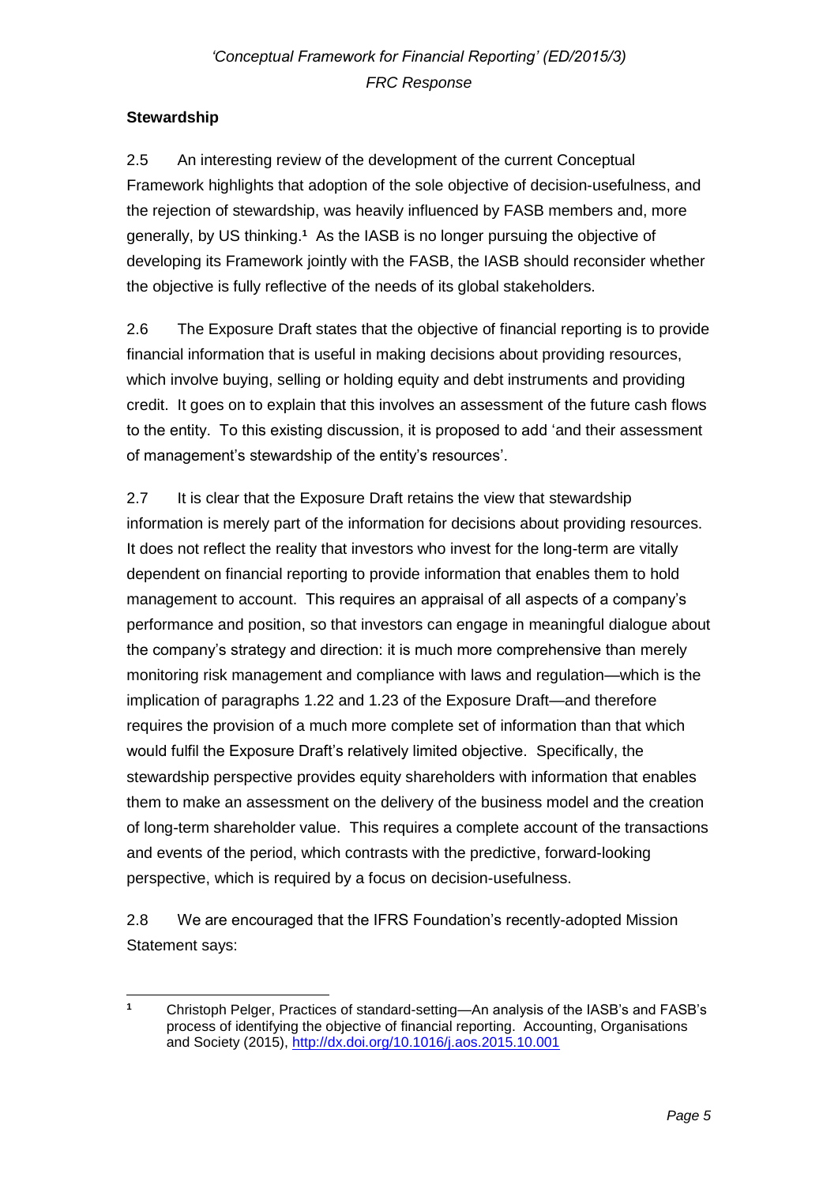## Stewardship

2.5 An interesting review of the development of the current Conceptual Framework highlights that adoption of the sole objective of decision-usefulness, and the rejection of stewardship, was heavily influenced by FASB members and, more generally, by US thinking.[1] As the IASB is no longer pursuing the objective of developing its Framework jointly with the FASB, the IASB should reconsider whether the objective is fully reflective of the needs of its global stakeholders.

2.6 The Exposure Draft states that the objective of financial reporting is to provide financial information that is useful in making decisions about providing resources, which involve buying, selling or holding equity and debt instruments and providing credit. It goes on to explain that this involves an assessment of the future cash flows to the entity. To this existing discussion, it is proposed to add 'and their assessment of management's stewardship of the entity's resources'.

2.7 It is clear that the Exposure Draft retains the view that stewardship information is merely part of the information for decisions about providing resources. It does not reflect the reality that investors who invest for the long-term are vitally dependent on financial reporting to provide information that enables them to hold management to account. This requires an appraisal of all aspects of a company's performance and position, so that investors can engage in meaningful dialogue about the company's strategy and direction: it is much more comprehensive than merely monitoring risk management and compliance with laws and regulation—which is the implication of paragraphs 1.22 and 1.23 of the Exposure Draft—and therefore requires the provision of a much more complete set of information than that which would fulfil the Exposure Draft's relatively limited objective. Specifically, the stewardship perspective provides equity shareholders with information that enables them to make an assessment on the delivery of the business model and the creation of long-term shareholder value. This requires a complete account of the transactions and events of the period, which contrasts with the predictive, forward-looking perspective, which is required by a focus on decision-usefulness.

2.8 We are encouraged that the IFRS Foundation's recently-adopted Mission Statement says:

---

[1] Christoph Pelger, Practices of standard-setting—An analysis of the IASB's and FASB's process of identifying the objective of financial reporting. Accounting, Organisations and Society (2015), http://dx.doi.org/10.1016/j.aos.2015.10.001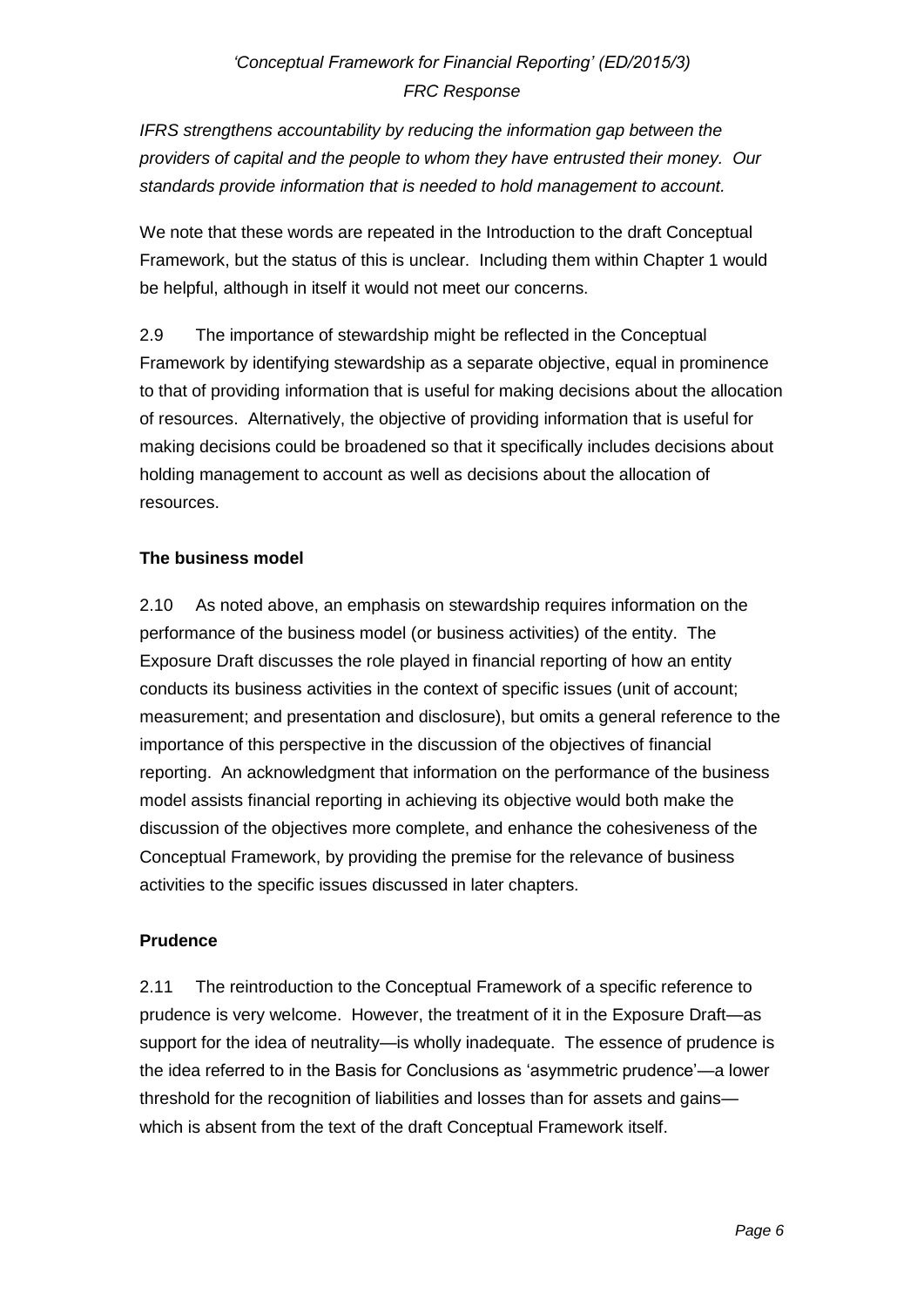*IFRS strengthens accountability by reducing the information gap between the providers of capital and the people to whom they have entrusted their money. Our standards provide information that is needed to hold management to account.*

We note that these words are repeated in the Introduction to the draft Conceptual Framework, but the status of this is unclear. Including them within Chapter 1 would be helpful, although in itself it would not meet our concerns.

2.9 The importance of stewardship might be reflected in the Conceptual Framework by identifying stewardship as a separate objective, equal in prominence to that of providing information that is useful for making decisions about the allocation of resources. Alternatively, the objective of providing information that is useful for making decisions could be broadened so that it specifically includes decisions about holding management to account as well as decisions about the allocation of resources.

**The business model**

2.10 As noted above, an emphasis on stewardship requires information on the performance of the business model (or business activities) of the entity. The Exposure Draft discusses the role played in financial reporting of how an entity conducts its business activities in the context of specific issues (unit of account; measurement; and presentation and disclosure), but omits a general reference to the importance of this perspective in the discussion of the objectives of financial reporting. An acknowledgment that information on the performance of the business model assists financial reporting in achieving its objective would both make the discussion of the objectives more complete, and enhance the cohesiveness of the Conceptual Framework, by providing the premise for the relevance of business activities to the specific issues discussed in later chapters.

**Prudence**

2.11 The reintroduction to the Conceptual Framework of a specific reference to prudence is very welcome. However, the treatment of it in the Exposure Draft—as support for the idea of neutrality—is wholly inadequate. The essence of prudence is the idea referred to in the Basis for Conclusions as 'asymmetric prudence'—a lower threshold for the recognition of liabilities and losses than for assets and gains—which is absent from the text of the draft Conceptual Framework itself.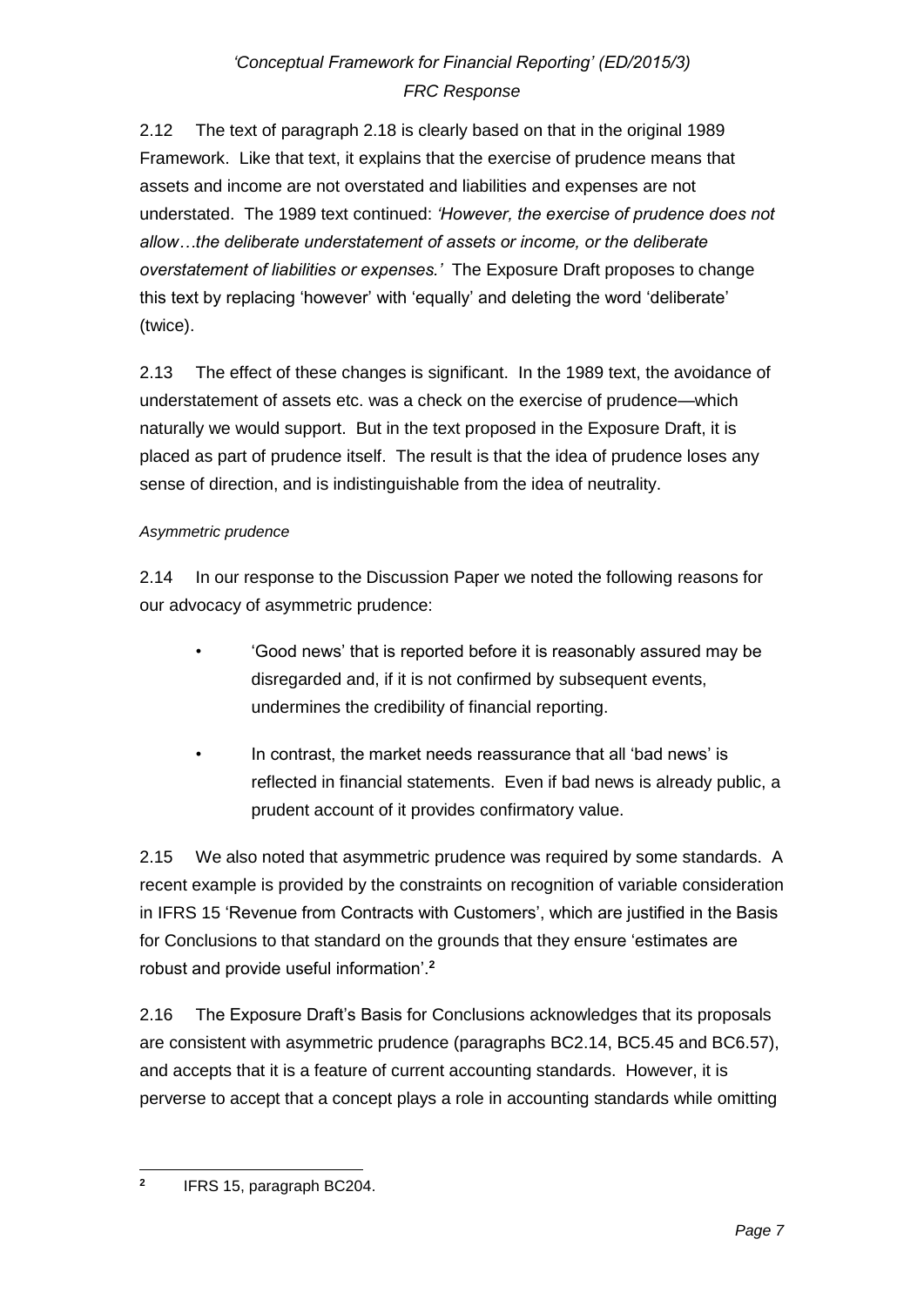2.12 The text of paragraph 2.18 is clearly based on that in the original 1989 Framework. Like that text, it explains that the exercise of prudence means that assets and income are not overstated and liabilities and expenses are not understated. The 1989 text continued: *'However, the exercise of prudence does not allow…the deliberate understatement of assets or income, or the deliberate overstatement of liabilities or expenses.'* The Exposure Draft proposes to change this text by replacing 'however' with 'equally' and deleting the word 'deliberate' (twice).

2.13 The effect of these changes is significant. In the 1989 text, the avoidance of understatement of assets etc. was a check on the exercise of prudence—which naturally we would support. But in the text proposed in the Exposure Draft, it is placed as part of prudence itself. The result is that the idea of prudence loses any sense of direction, and is indistinguishable from the idea of neutrality.

*Asymmetric prudence*

2.14 In our response to the Discussion Paper we noted the following reasons for our advocacy of asymmetric prudence:

- 'Good news' that is reported before it is reasonably assured may be disregarded and, if it is not confirmed by subsequent events, undermines the credibility of financial reporting.
- In contrast, the market needs reassurance that all 'bad news' is reflected in financial statements. Even if bad news is already public, a prudent account of it provides confirmatory value.

2.15 We also noted that asymmetric prudence was required by some standards. A recent example is provided by the constraints on recognition of variable consideration in IFRS 15 'Revenue from Contracts with Customers', which are justified in the Basis for Conclusions to that standard on the grounds that they ensure 'estimates are robust and provide useful information'.[2]

2.16 The Exposure Draft's Basis for Conclusions acknowledges that its proposals are consistent with asymmetric prudence (paragraphs BC2.14, BC5.45 and BC6.57), and accepts that it is a feature of current accounting standards. However, it is perverse to accept that a concept plays a role in accounting standards while omitting

[2] IFRS 15, paragraph BC204.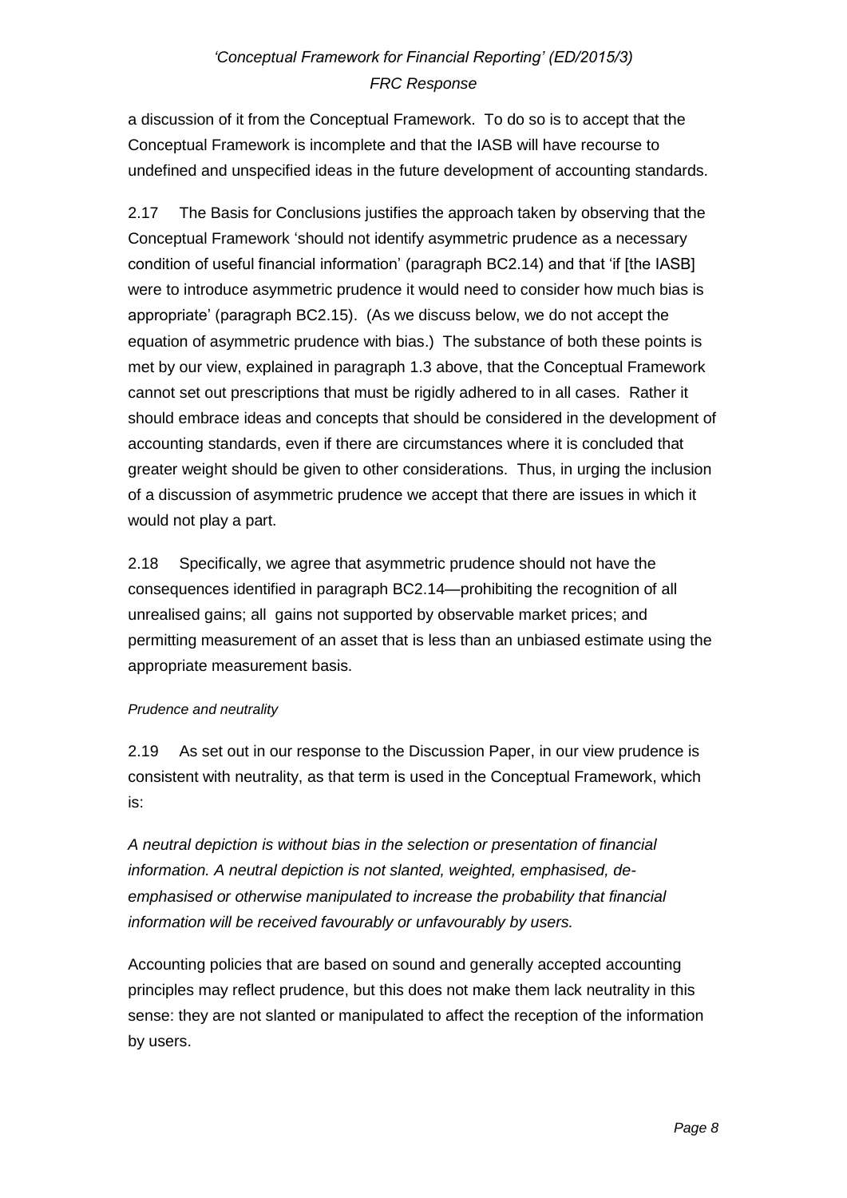a discussion of it from the Conceptual Framework. To do so is to accept that the Conceptual Framework is incomplete and that the IASB will have recourse to undefined and unspecified ideas in the future development of accounting standards.

2.17 The Basis for Conclusions justifies the approach taken by observing that the Conceptual Framework 'should not identify asymmetric prudence as a necessary condition of useful financial information' (paragraph BC2.14) and that 'if [the IASB] were to introduce asymmetric prudence it would need to consider how much bias is appropriate' (paragraph BC2.15). (As we discuss below, we do not accept the equation of asymmetric prudence with bias.) The substance of both these points is met by our view, explained in paragraph 1.3 above, that the Conceptual Framework cannot set out prescriptions that must be rigidly adhered to in all cases. Rather it should embrace ideas and concepts that should be considered in the development of accounting standards, even if there are circumstances where it is concluded that greater weight should be given to other considerations. Thus, in urging the inclusion of a discussion of asymmetric prudence we accept that there are issues in which it would not play a part.

2.18 Specifically, we agree that asymmetric prudence should not have the consequences identified in paragraph BC2.14—prohibiting the recognition of all unrealised gains; all gains not supported by observable market prices; and permitting measurement of an asset that is less than an unbiased estimate using the appropriate measurement basis.

*Prudence and neutrality*

2.19 As set out in our response to the Discussion Paper, in our view prudence is consistent with neutrality, as that term is used in the Conceptual Framework, which is:

*A neutral depiction is without bias in the selection or presentation of financial information. A neutral depiction is not slanted, weighted, emphasised, de-emphasised or otherwise manipulated to increase the probability that financial information will be received favourably or unfavourably by users.*

Accounting policies that are based on sound and generally accepted accounting principles may reflect prudence, but this does not make them lack neutrality in this sense: they are not slanted or manipulated to affect the reception of the information by users.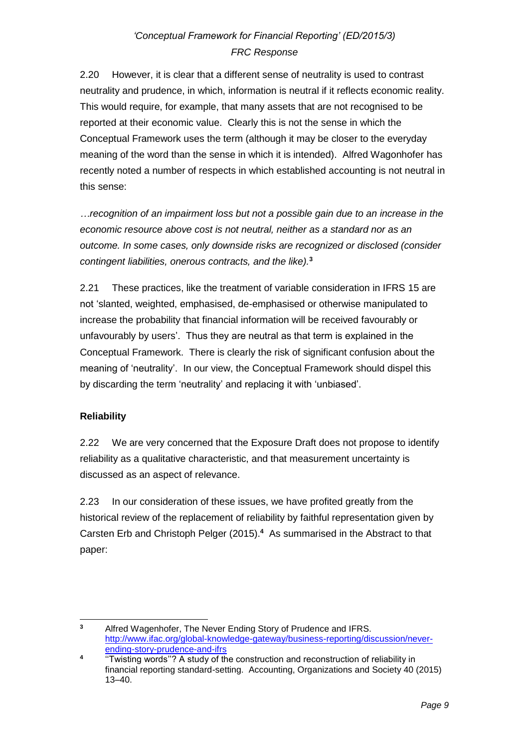2.20 However, it is clear that a different sense of neutrality is used to contrast neutrality and prudence, in which, information is neutral if it reflects economic reality. This would require, for example, that many assets that are not recognised to be reported at their economic value. Clearly this is not the sense in which the Conceptual Framework uses the term (although it may be closer to the everyday meaning of the word than the sense in which it is intended). Alfred Wagonhofer has recently noted a number of respects in which established accounting is not neutral in this sense:

*…recognition of an impairment loss but not a possible gain due to an increase in the economic resource above cost is not neutral, neither as a standard nor as an outcome. In some cases, only downside risks are recognized or disclosed (consider contingent liabilities, onerous contracts, and the like).*[3]

2.21 These practices, like the treatment of variable consideration in IFRS 15 are not 'slanted, weighted, emphasised, de-emphasised or otherwise manipulated to increase the probability that financial information will be received favourably or unfavourably by users'. Thus they are neutral as that term is explained in the Conceptual Framework. There is clearly the risk of significant confusion about the meaning of 'neutrality'. In our view, the Conceptual Framework should dispel this by discarding the term 'neutrality' and replacing it with 'unbiased'.

**Reliability**

2.22 We are very concerned that the Exposure Draft does not propose to identify reliability as a qualitative characteristic, and that measurement uncertainty is discussed as an aspect of relevance.

2.23 In our consideration of these issues, we have profited greatly from the historical review of the replacement of reliability by faithful representation given by Carsten Erb and Christoph Pelger (2015).[4] As summarised in the Abstract to that paper:

---

[3] Alfred Wagenhofer, The Never Ending Story of Prudence and IFRS. http://www.ifac.org/global-knowledge-gateway/business-reporting/discussion/never-ending-story-prudence-and-ifrs

[4] "Twisting words"? A study of the construction and reconstruction of reliability in financial reporting standard-setting. Accounting, Organizations and Society 40 (2015) 13–40.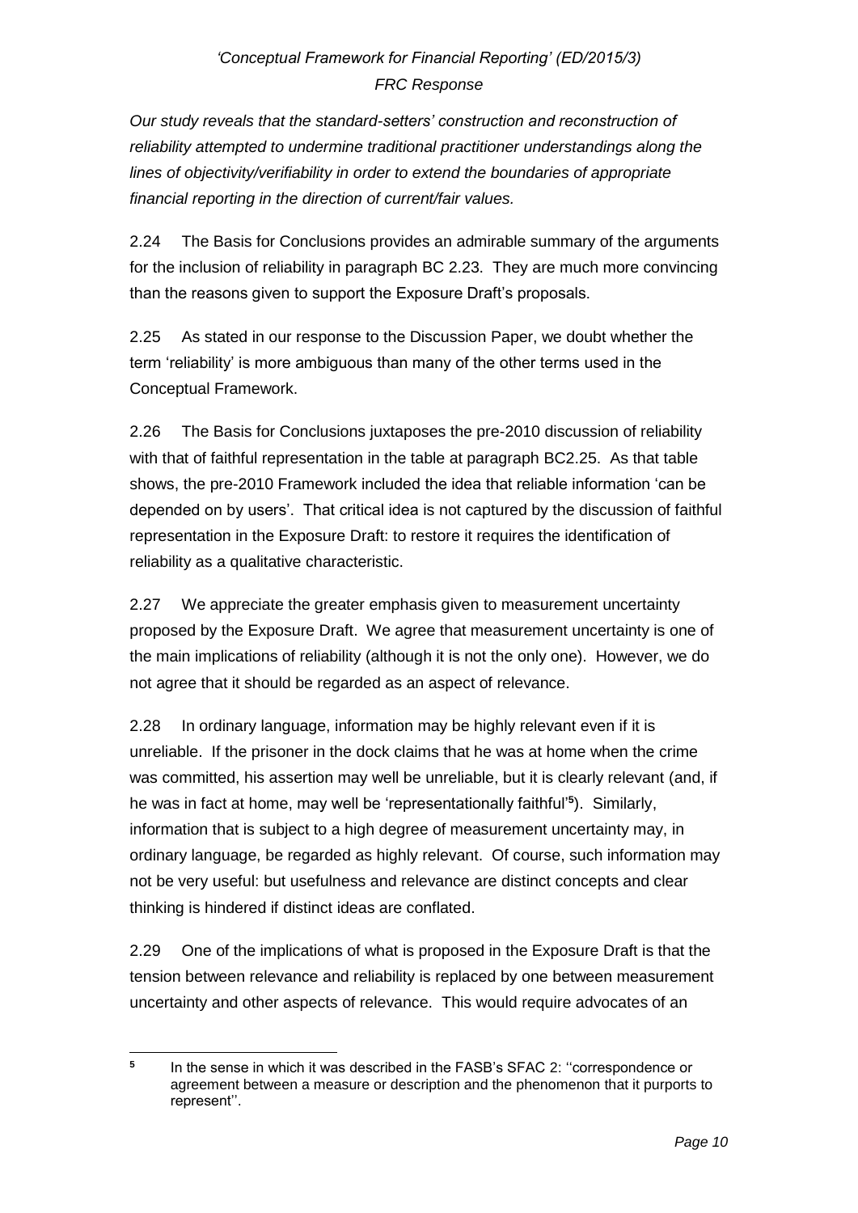*Our study reveals that the standard-setters' construction and reconstruction of reliability attempted to undermine traditional practitioner understandings along the lines of objectivity/verifiability in order to extend the boundaries of appropriate financial reporting in the direction of current/fair values.*

2.24 The Basis for Conclusions provides an admirable summary of the arguments for the inclusion of reliability in paragraph BC 2.23. They are much more convincing than the reasons given to support the Exposure Draft's proposals.

2.25 As stated in our response to the Discussion Paper, we doubt whether the term 'reliability' is more ambiguous than many of the other terms used in the Conceptual Framework.

2.26 The Basis for Conclusions juxtaposes the pre-2010 discussion of reliability with that of faithful representation in the table at paragraph BC2.25. As that table shows, the pre-2010 Framework included the idea that reliable information 'can be depended on by users'. That critical idea is not captured by the discussion of faithful representation in the Exposure Draft: to restore it requires the identification of reliability as a qualitative characteristic.

2.27 We appreciate the greater emphasis given to measurement uncertainty proposed by the Exposure Draft. We agree that measurement uncertainty is one of the main implications of reliability (although it is not the only one). However, we do not agree that it should be regarded as an aspect of relevance.

2.28 In ordinary language, information may be highly relevant even if it is unreliable. If the prisoner in the dock claims that he was at home when the crime was committed, his assertion may well be unreliable, but it is clearly relevant (and, if he was in fact at home, may well be 'representationally faithful'[5]). Similarly, information that is subject to a high degree of measurement uncertainty may, in ordinary language, be regarded as highly relevant. Of course, such information may not be very useful: but usefulness and relevance are distinct concepts and clear thinking is hindered if distinct ideas are conflated.

2.29 One of the implications of what is proposed in the Exposure Draft is that the tension between relevance and reliability is replaced by one between measurement uncertainty and other aspects of relevance. This would require advocates of an

[5] In the sense in which it was described in the FASB's SFAC 2: ''correspondence or agreement between a measure or description and the phenomenon that it purports to represent''.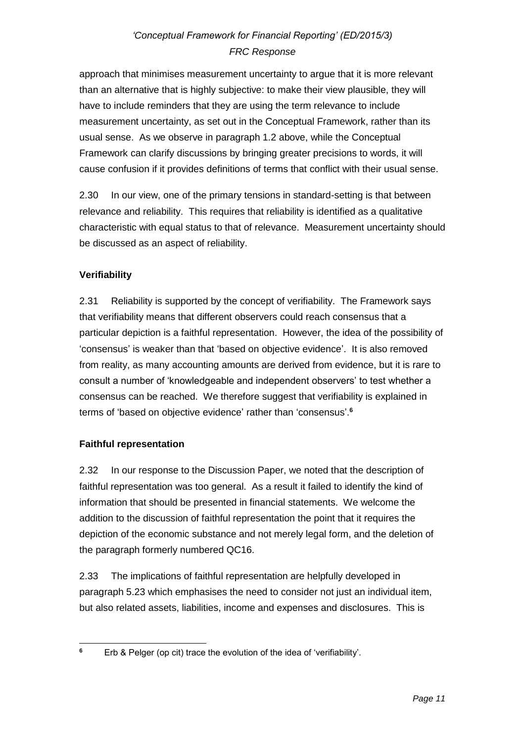approach that minimises measurement uncertainty to argue that it is more relevant than an alternative that is highly subjective: to make their view plausible, they will have to include reminders that they are using the term relevance to include measurement uncertainty, as set out in the Conceptual Framework, rather than its usual sense. As we observe in paragraph 1.2 above, while the Conceptual Framework can clarify discussions by bringing greater precisions to words, it will cause confusion if it provides definitions of terms that conflict with their usual sense.

2.30 In our view, one of the primary tensions in standard-setting is that between relevance and reliability. This requires that reliability is identified as a qualitative characteristic with equal status to that of relevance. Measurement uncertainty should be discussed as an aspect of reliability.

**Verifiability**

2.31 Reliability is supported by the concept of verifiability. The Framework says that verifiability means that different observers could reach consensus that a particular depiction is a faithful representation. However, the idea of the possibility of 'consensus' is weaker than that 'based on objective evidence'. It is also removed from reality, as many accounting amounts are derived from evidence, but it is rare to consult a number of 'knowledgeable and independent observers' to test whether a consensus can be reached. We therefore suggest that verifiability is explained in terms of 'based on objective evidence' rather than 'consensus'.[6]

**Faithful representation**

2.32 In our response to the Discussion Paper, we noted that the description of faithful representation was too general. As a result it failed to identify the kind of information that should be presented in financial statements. We welcome the addition to the discussion of faithful representation the point that it requires the depiction of the economic substance and not merely legal form, and the deletion of the paragraph formerly numbered QC16.

2.33 The implications of faithful representation are helpfully developed in paragraph 5.23 which emphasises the need to consider not just an individual item, but also related assets, liabilities, income and expenses and disclosures. This is

[6] Erb & Pelger (op cit) trace the evolution of the idea of 'verifiability'.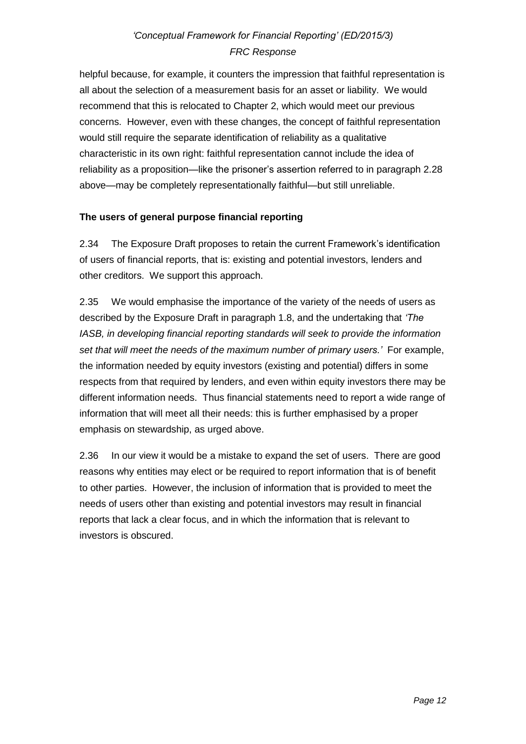helpful because, for example, it counters the impression that faithful representation is all about the selection of a measurement basis for an asset or liability. We would recommend that this is relocated to Chapter 2, which would meet our previous concerns. However, even with these changes, the concept of faithful representation would still require the separate identification of reliability as a qualitative characteristic in its own right: faithful representation cannot include the idea of reliability as a proposition—like the prisoner's assertion referred to in paragraph 2.28 above—may be completely representationally faithful—but still unreliable.

**The users of general purpose financial reporting**

2.34 The Exposure Draft proposes to retain the current Framework's identification of users of financial reports, that is: existing and potential investors, lenders and other creditors. We support this approach.

2.35 We would emphasise the importance of the variety of the needs of users as described by the Exposure Draft in paragraph 1.8, and the undertaking that *'The IASB, in developing financial reporting standards will seek to provide the information set that will meet the needs of the maximum number of primary users.'* For example, the information needed by equity investors (existing and potential) differs in some respects from that required by lenders, and even within equity investors there may be different information needs. Thus financial statements need to report a wide range of information that will meet all their needs: this is further emphasised by a proper emphasis on stewardship, as urged above.

2.36 In our view it would be a mistake to expand the set of users. There are good reasons why entities may elect or be required to report information that is of benefit to other parties. However, the inclusion of information that is provided to meet the needs of users other than existing and potential investors may result in financial reports that lack a clear focus, and in which the information that is relevant to investors is obscured.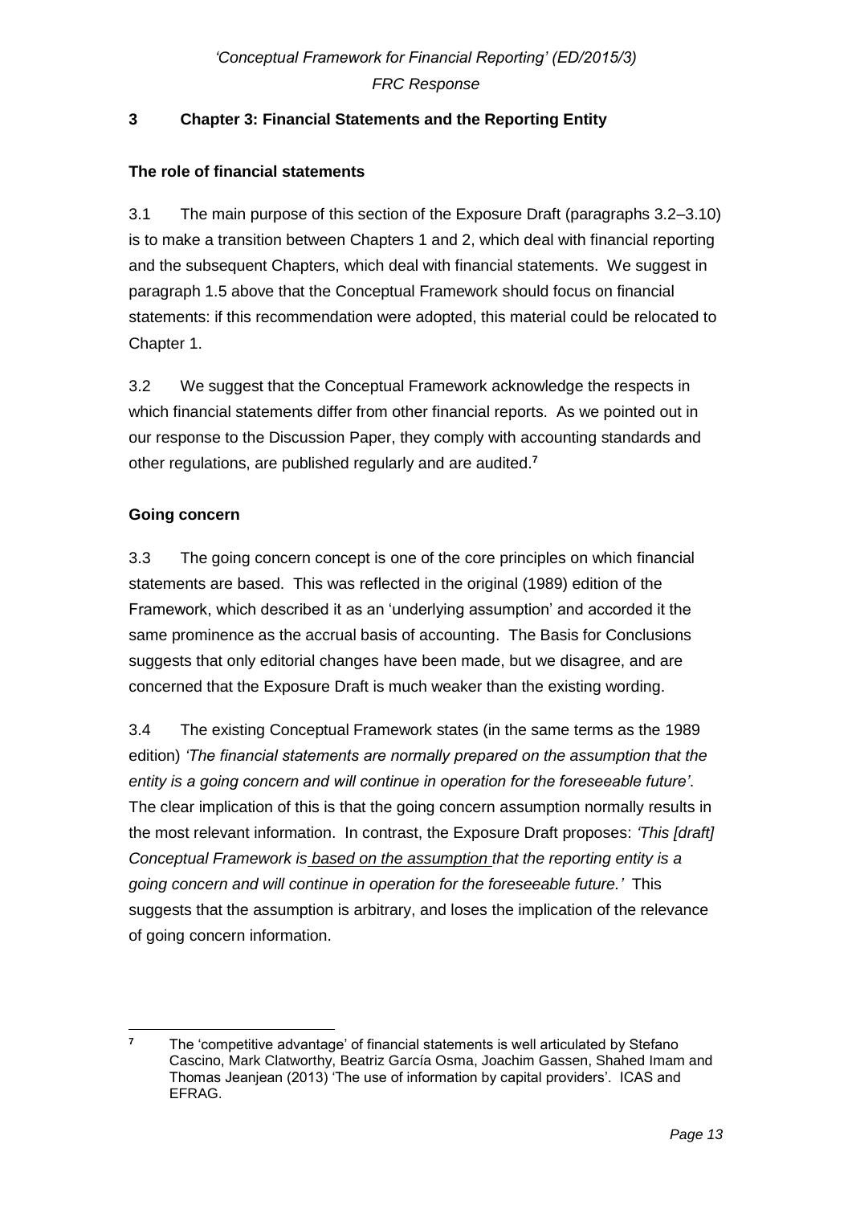## 3 Chapter 3: Financial Statements and the Reporting Entity

### The role of financial statements

3.1 The main purpose of this section of the Exposure Draft (paragraphs 3.2–3.10) is to make a transition between Chapters 1 and 2, which deal with financial reporting and the subsequent Chapters, which deal with financial statements. We suggest in paragraph 1.5 above that the Conceptual Framework should focus on financial statements: if this recommendation were adopted, this material could be relocated to Chapter 1.

3.2 We suggest that the Conceptual Framework acknowledge the respects in which financial statements differ from other financial reports. As we pointed out in our response to the Discussion Paper, they comply with accounting standards and other regulations, are published regularly and are audited.[7]

### Going concern

3.3 The going concern concept is one of the core principles on which financial statements are based. This was reflected in the original (1989) edition of the Framework, which described it as an 'underlying assumption' and accorded it the same prominence as the accrual basis of accounting. The Basis for Conclusions suggests that only editorial changes have been made, but we disagree, and are concerned that the Exposure Draft is much weaker than the existing wording.

3.4 The existing Conceptual Framework states (in the same terms as the 1989 edition) *'The financial statements are normally prepared on the assumption that the entity is a going concern and will continue in operation for the foreseeable future'*. The clear implication of this is that the going concern assumption normally results in the most relevant information. In contrast, the Exposure Draft proposes: *'This [draft] Conceptual Framework is <u>based on the assumption</u> that the reporting entity is a going concern and will continue in operation for the foreseeable future.'* This suggests that the assumption is arbitrary, and loses the implication of the relevance of going concern information.

---

[7] The 'competitive advantage' of financial statements is well articulated by Stefano Cascino, Mark Clatworthy, Beatriz García Osma, Joachim Gassen, Shahed Imam and Thomas Jeanjean (2013) 'The use of information by capital providers'. ICAS and EFRAG.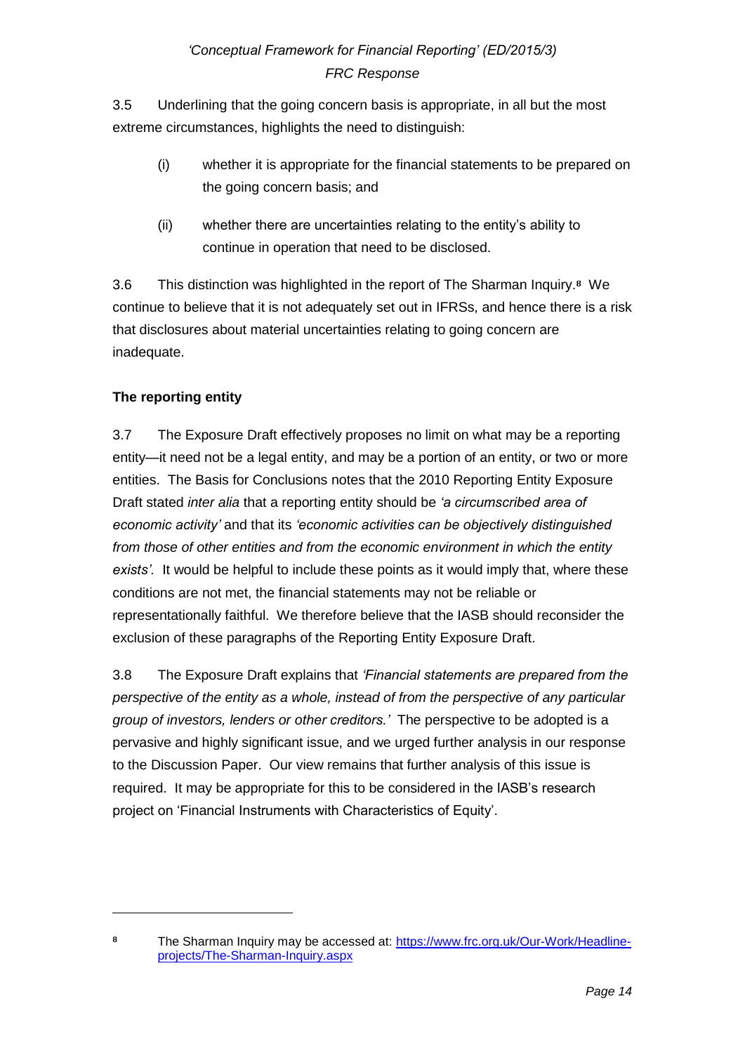3.5 Underlining that the going concern basis is appropriate, in all but the most extreme circumstances, highlights the need to distinguish:

(i) whether it is appropriate for the financial statements to be prepared on the going concern basis; and

(ii) whether there are uncertainties relating to the entity's ability to continue in operation that need to be disclosed.

3.6 This distinction was highlighted in the report of The Sharman Inquiry.[8] We continue to believe that it is not adequately set out in IFRSs, and hence there is a risk that disclosures about material uncertainties relating to going concern are inadequate.

**The reporting entity**

3.7 The Exposure Draft effectively proposes no limit on what may be a reporting entity—it need not be a legal entity, and may be a portion of an entity, or two or more entities. The Basis for Conclusions notes that the 2010 Reporting Entity Exposure Draft stated *inter alia* that a reporting entity should be *'a circumscribed area of economic activity'* and that its *'economic activities can be objectively distinguished from those of other entities and from the economic environment in which the entity exists'*. It would be helpful to include these points as it would imply that, where these conditions are not met, the financial statements may not be reliable or representationally faithful. We therefore believe that the IASB should reconsider the exclusion of these paragraphs of the Reporting Entity Exposure Draft.

3.8 The Exposure Draft explains that *'Financial statements are prepared from the perspective of the entity as a whole, instead of from the perspective of any particular group of investors, lenders or other creditors.'* The perspective to be adopted is a pervasive and highly significant issue, and we urged further analysis in our response to the Discussion Paper. Our view remains that further analysis of this issue is required. It may be appropriate for this to be considered in the IASB's research project on 'Financial Instruments with Characteristics of Equity'.

---

[8] The Sharman Inquiry may be accessed at: https://www.frc.org.uk/Our-Work/Headline-projects/The-Sharman-Inquiry.aspx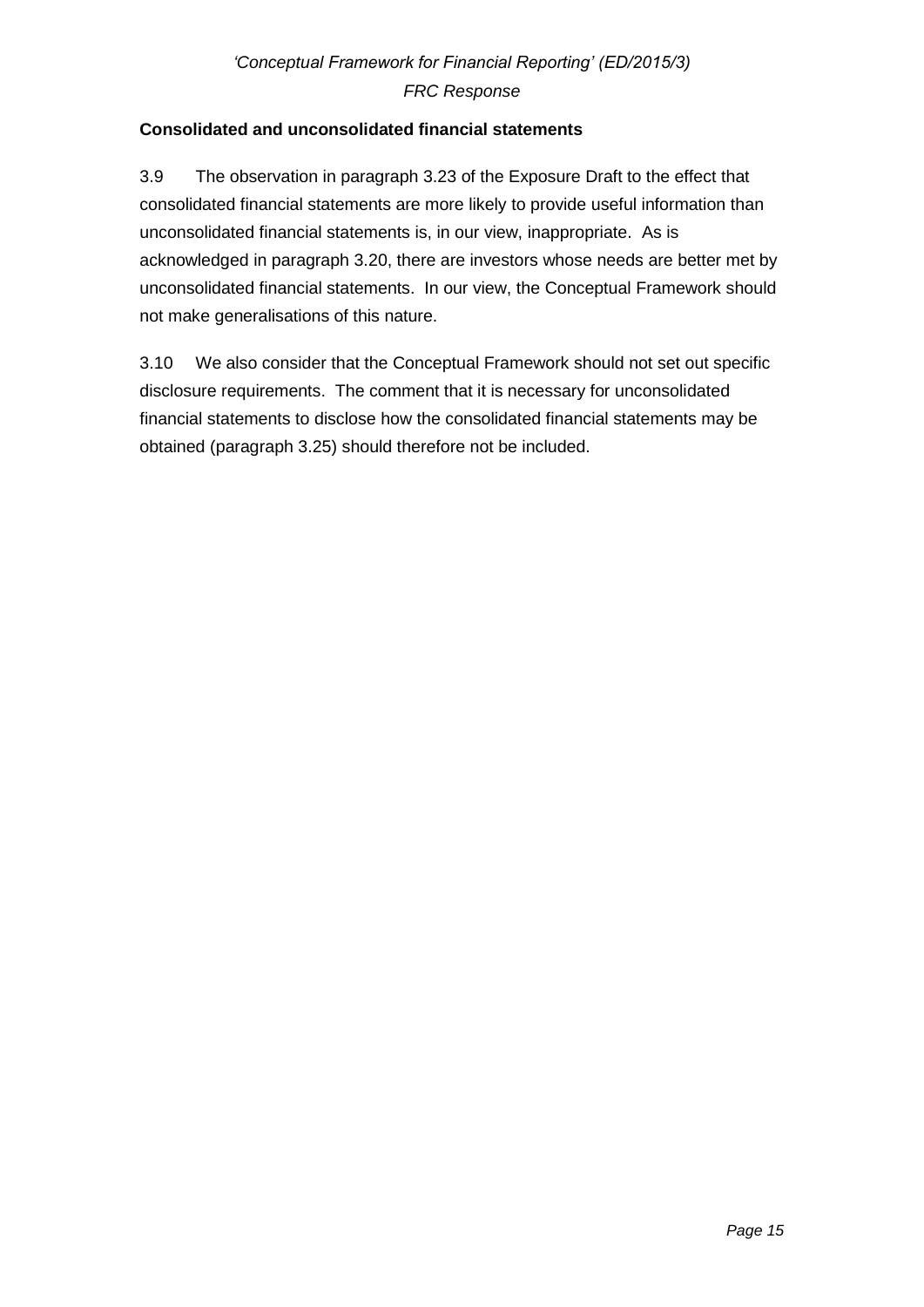**Consolidated and unconsolidated financial statements**

3.9 The observation in paragraph 3.23 of the Exposure Draft to the effect that consolidated financial statements are more likely to provide useful information than unconsolidated financial statements is, in our view, inappropriate. As is acknowledged in paragraph 3.20, there are investors whose needs are better met by unconsolidated financial statements. In our view, the Conceptual Framework should not make generalisations of this nature.

3.10 We also consider that the Conceptual Framework should not set out specific disclosure requirements. The comment that it is necessary for unconsolidated financial statements to disclose how the consolidated financial statements may be obtained (paragraph 3.25) should therefore not be included.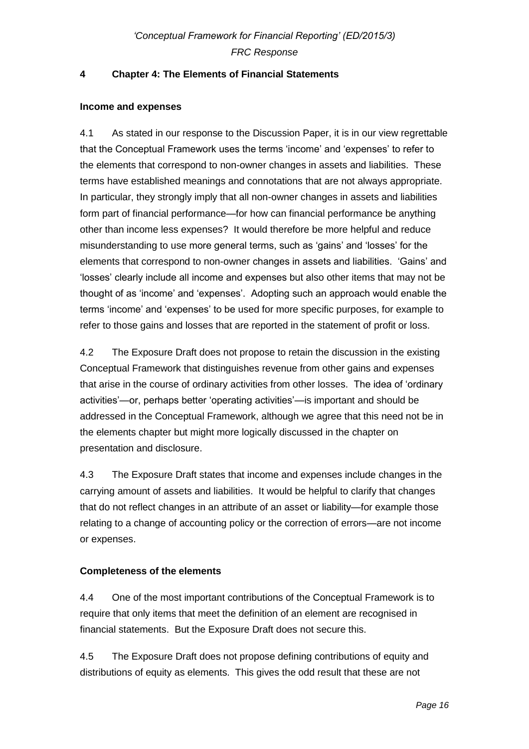## 4 Chapter 4: The Elements of Financial Statements

### Income and expenses

4.1 As stated in our response to the Discussion Paper, it is in our view regrettable that the Conceptual Framework uses the terms 'income' and 'expenses' to refer to the elements that correspond to non-owner changes in assets and liabilities. These terms have established meanings and connotations that are not always appropriate. In particular, they strongly imply that all non-owner changes in assets and liabilities form part of financial performance—for how can financial performance be anything other than income less expenses? It would therefore be more helpful and reduce misunderstanding to use more general terms, such as 'gains' and 'losses' for the elements that correspond to non-owner changes in assets and liabilities. 'Gains' and 'losses' clearly include all income and expenses but also other items that may not be thought of as 'income' and 'expenses'. Adopting such an approach would enable the terms 'income' and 'expenses' to be used for more specific purposes, for example to refer to those gains and losses that are reported in the statement of profit or loss.

4.2 The Exposure Draft does not propose to retain the discussion in the existing Conceptual Framework that distinguishes revenue from other gains and expenses that arise in the course of ordinary activities from other losses. The idea of 'ordinary activities'—or, perhaps better 'operating activities'—is important and should be addressed in the Conceptual Framework, although we agree that this need not be in the elements chapter but might more logically discussed in the chapter on presentation and disclosure.

4.3 The Exposure Draft states that income and expenses include changes in the carrying amount of assets and liabilities. It would be helpful to clarify that changes that do not reflect changes in an attribute of an asset or liability—for example those relating to a change of accounting policy or the correction of errors—are not income or expenses.

### Completeness of the elements

4.4 One of the most important contributions of the Conceptual Framework is to require that only items that meet the definition of an element are recognised in financial statements. But the Exposure Draft does not secure this.

4.5 The Exposure Draft does not propose defining contributions of equity and distributions of equity as elements. This gives the odd result that these are not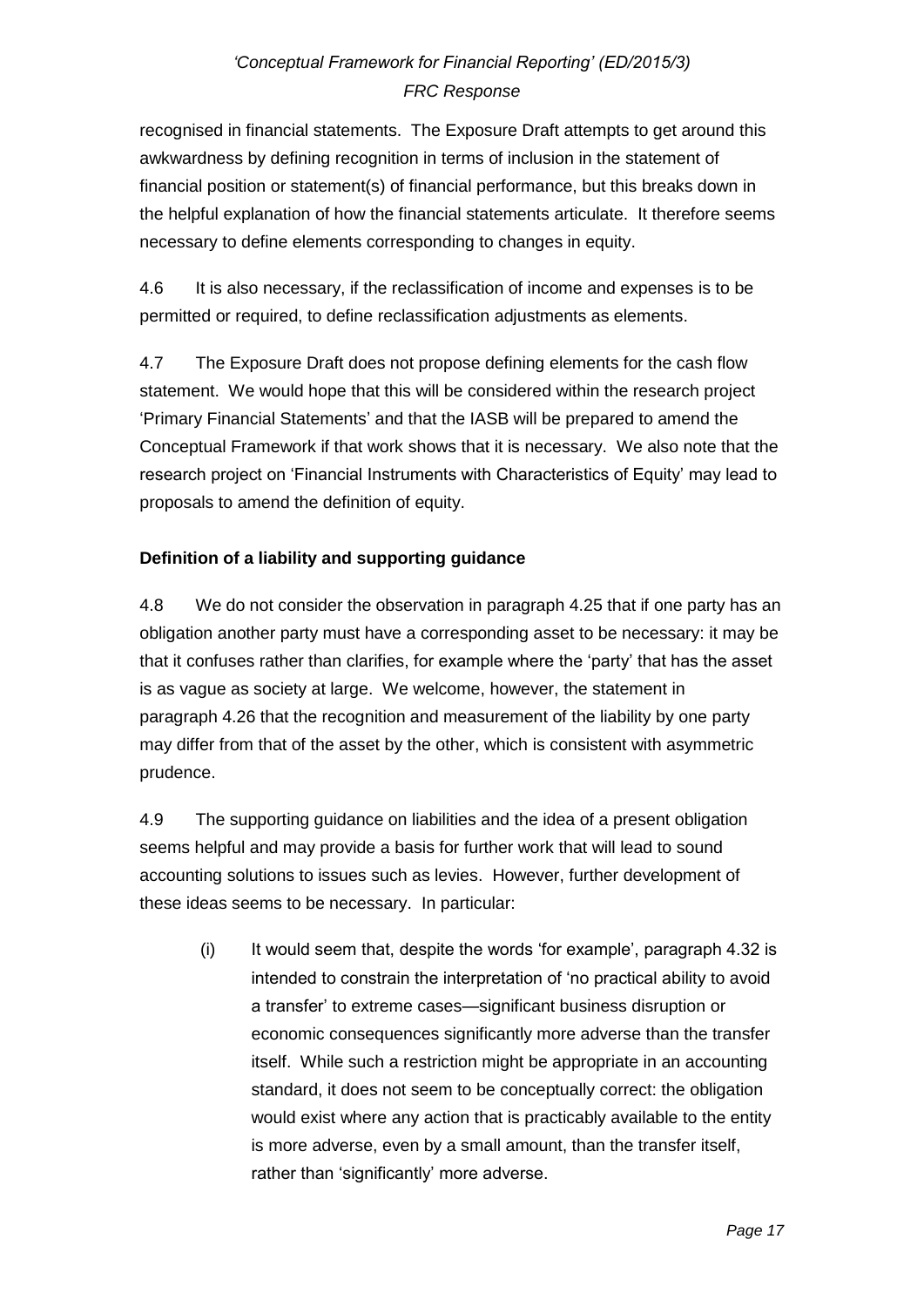recognised in financial statements. The Exposure Draft attempts to get around this awkwardness by defining recognition in terms of inclusion in the statement of financial position or statement(s) of financial performance, but this breaks down in the helpful explanation of how the financial statements articulate. It therefore seems necessary to define elements corresponding to changes in equity.

4.6 It is also necessary, if the reclassification of income and expenses is to be permitted or required, to define reclassification adjustments as elements.

4.7 The Exposure Draft does not propose defining elements for the cash flow statement. We would hope that this will be considered within the research project 'Primary Financial Statements' and that the IASB will be prepared to amend the Conceptual Framework if that work shows that it is necessary. We also note that the research project on 'Financial Instruments with Characteristics of Equity' may lead to proposals to amend the definition of equity.

**Definition of a liability and supporting guidance**

4.8 We do not consider the observation in paragraph 4.25 that if one party has an obligation another party must have a corresponding asset to be necessary: it may be that it confuses rather than clarifies, for example where the 'party' that has the asset is as vague as society at large. We welcome, however, the statement in paragraph 4.26 that the recognition and measurement of the liability by one party may differ from that of the asset by the other, which is consistent with asymmetric prudence.

4.9 The supporting guidance on liabilities and the idea of a present obligation seems helpful and may provide a basis for further work that will lead to sound accounting solutions to issues such as levies. However, further development of these ideas seems to be necessary. In particular:

(i) It would seem that, despite the words 'for example', paragraph 4.32 is intended to constrain the interpretation of 'no practical ability to avoid a transfer' to extreme cases—significant business disruption or economic consequences significantly more adverse than the transfer itself. While such a restriction might be appropriate in an accounting standard, it does not seem to be conceptually correct: the obligation would exist where any action that is practicably available to the entity is more adverse, even by a small amount, than the transfer itself, rather than 'significantly' more adverse.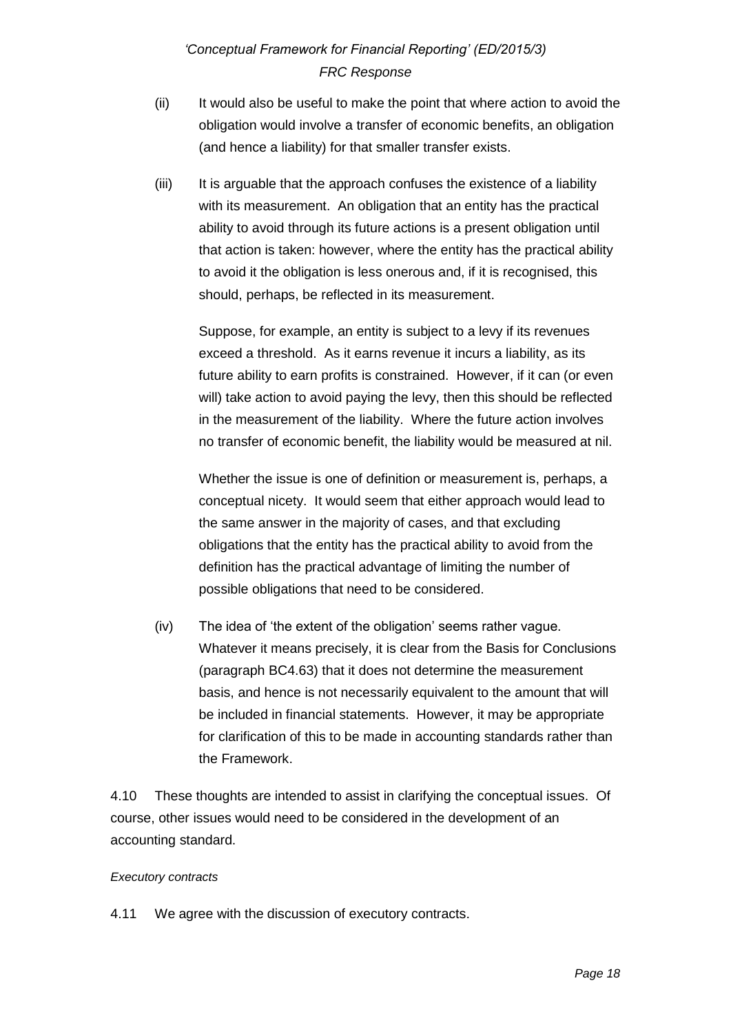(ii) It would also be useful to make the point that where action to avoid the obligation would involve a transfer of economic benefits, an obligation (and hence a liability) for that smaller transfer exists.

(iii) It is arguable that the approach confuses the existence of a liability with its measurement. An obligation that an entity has the practical ability to avoid through its future actions is a present obligation until that action is taken: however, where the entity has the practical ability to avoid it the obligation is less onerous and, if it is recognised, this should, perhaps, be reflected in its measurement.

Suppose, for example, an entity is subject to a levy if its revenues exceed a threshold. As it earns revenue it incurs a liability, as its future ability to earn profits is constrained. However, if it can (or even will) take action to avoid paying the levy, then this should be reflected in the measurement of the liability. Where the future action involves no transfer of economic benefit, the liability would be measured at nil.

Whether the issue is one of definition or measurement is, perhaps, a conceptual nicety. It would seem that either approach would lead to the same answer in the majority of cases, and that excluding obligations that the entity has the practical ability to avoid from the definition has the practical advantage of limiting the number of possible obligations that need to be considered.

(iv) The idea of 'the extent of the obligation' seems rather vague. Whatever it means precisely, it is clear from the Basis for Conclusions (paragraph BC4.63) that it does not determine the measurement basis, and hence is not necessarily equivalent to the amount that will be included in financial statements. However, it may be appropriate for clarification of this to be made in accounting standards rather than the Framework.

4.10 These thoughts are intended to assist in clarifying the conceptual issues. Of course, other issues would need to be considered in the development of an accounting standard.

*Executory contracts*

4.11 We agree with the discussion of executory contracts.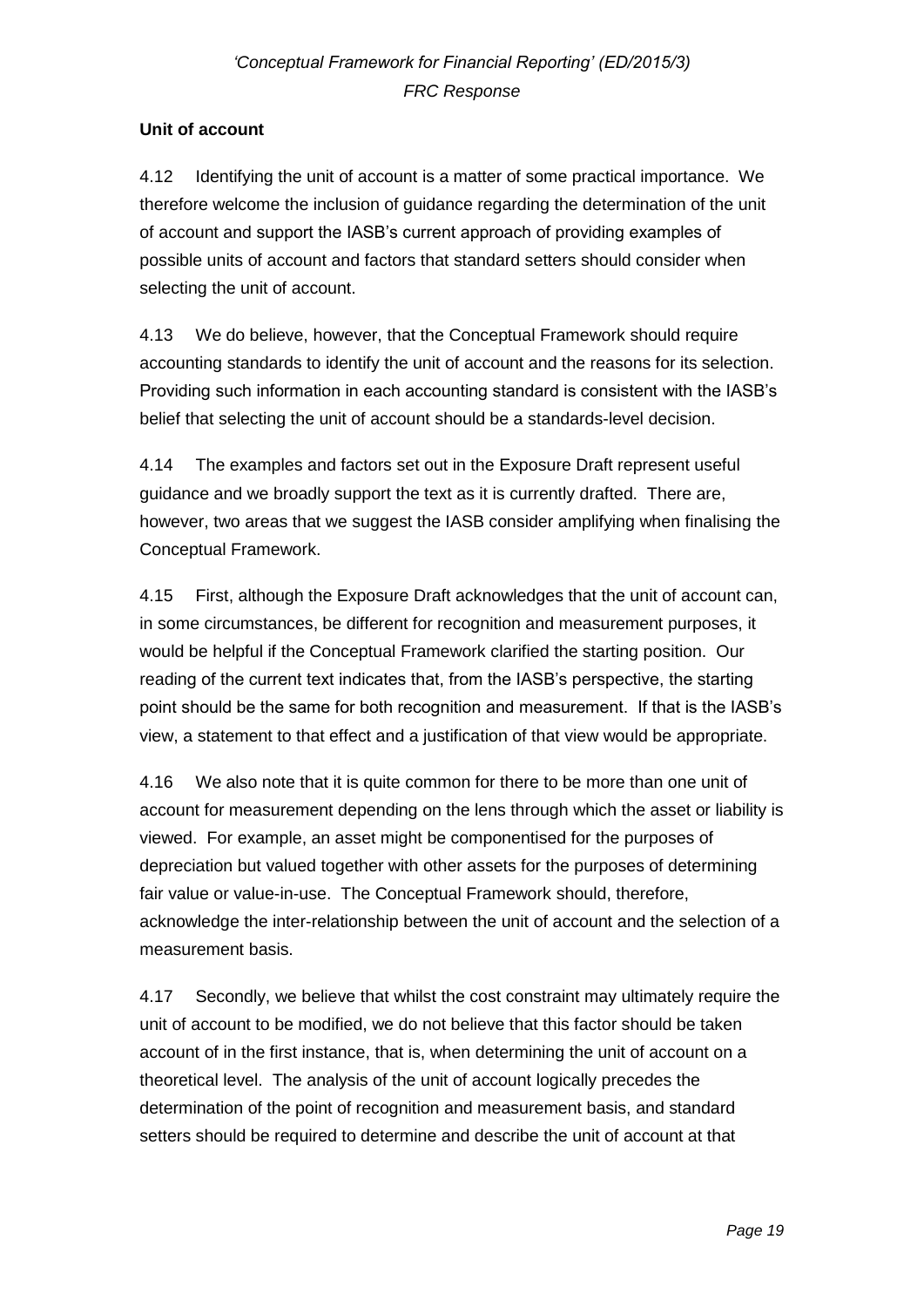**Unit of account**

4.12 Identifying the unit of account is a matter of some practical importance. We therefore welcome the inclusion of guidance regarding the determination of the unit of account and support the IASB's current approach of providing examples of possible units of account and factors that standard setters should consider when selecting the unit of account.

4.13 We do believe, however, that the Conceptual Framework should require accounting standards to identify the unit of account and the reasons for its selection. Providing such information in each accounting standard is consistent with the IASB's belief that selecting the unit of account should be a standards-level decision.

4.14 The examples and factors set out in the Exposure Draft represent useful guidance and we broadly support the text as it is currently drafted. There are, however, two areas that we suggest the IASB consider amplifying when finalising the Conceptual Framework.

4.15 First, although the Exposure Draft acknowledges that the unit of account can, in some circumstances, be different for recognition and measurement purposes, it would be helpful if the Conceptual Framework clarified the starting position. Our reading of the current text indicates that, from the IASB's perspective, the starting point should be the same for both recognition and measurement. If that is the IASB's view, a statement to that effect and a justification of that view would be appropriate.

4.16 We also note that it is quite common for there to be more than one unit of account for measurement depending on the lens through which the asset or liability is viewed. For example, an asset might be componentised for the purposes of depreciation but valued together with other assets for the purposes of determining fair value or value-in-use. The Conceptual Framework should, therefore, acknowledge the inter-relationship between the unit of account and the selection of a measurement basis.

4.17 Secondly, we believe that whilst the cost constraint may ultimately require the unit of account to be modified, we do not believe that this factor should be taken account of in the first instance, that is, when determining the unit of account on a theoretical level. The analysis of the unit of account logically precedes the determination of the point of recognition and measurement basis, and standard setters should be required to determine and describe the unit of account at that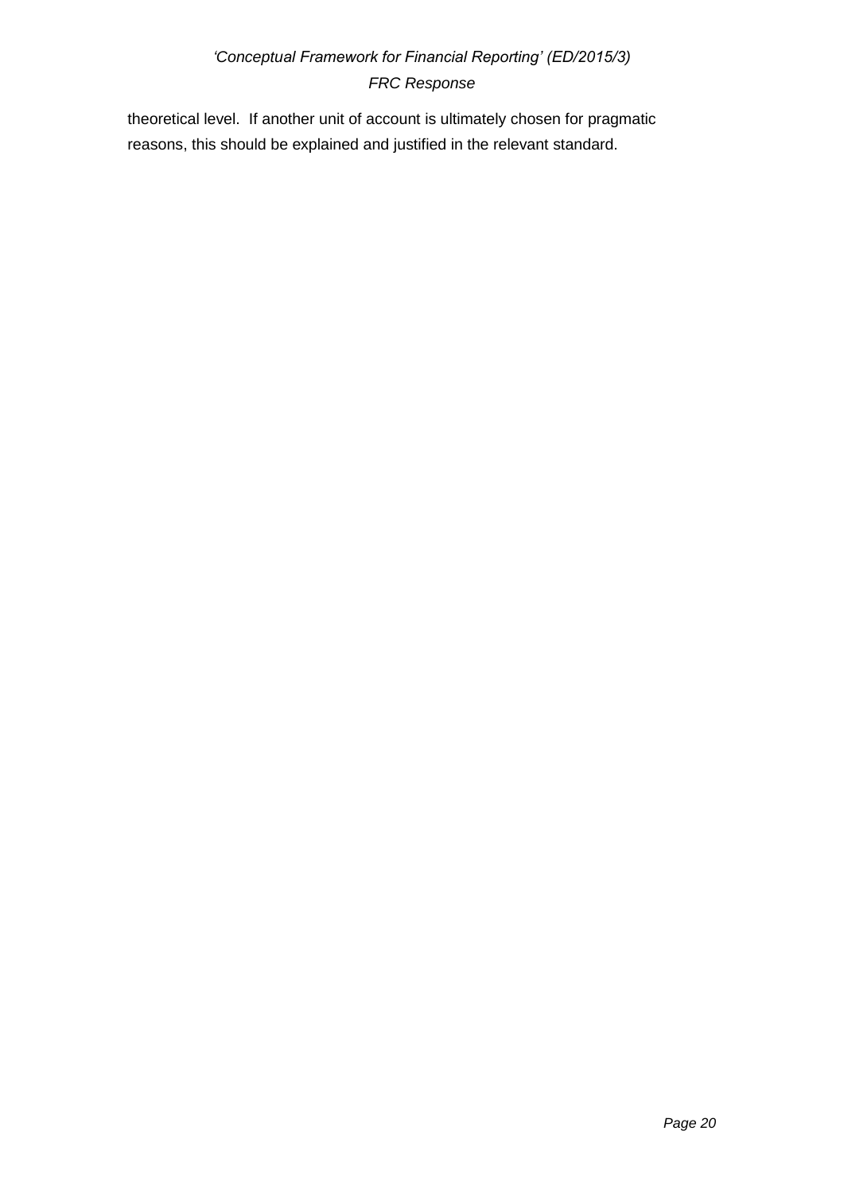theoretical level. If another unit of account is ultimately chosen for pragmatic reasons, this should be explained and justified in the relevant standard.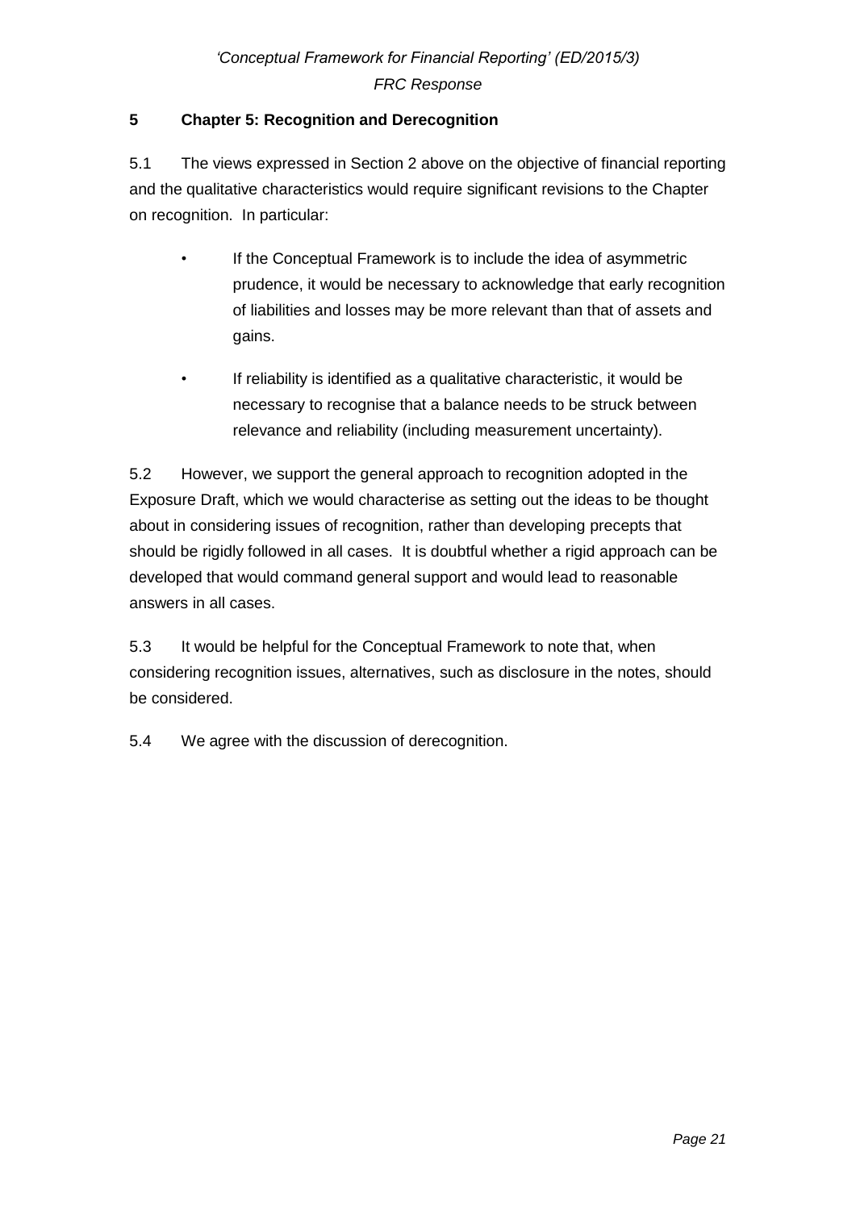## 5 Chapter 5: Recognition and Derecognition

5.1 The views expressed in Section 2 above on the objective of financial reporting and the qualitative characteristics would require significant revisions to the Chapter on recognition. In particular:

- If the Conceptual Framework is to include the idea of asymmetric prudence, it would be necessary to acknowledge that early recognition of liabilities and losses may be more relevant than that of assets and gains.
- If reliability is identified as a qualitative characteristic, it would be necessary to recognise that a balance needs to be struck between relevance and reliability (including measurement uncertainty).

5.2 However, we support the general approach to recognition adopted in the Exposure Draft, which we would characterise as setting out the ideas to be thought about in considering issues of recognition, rather than developing precepts that should be rigidly followed in all cases. It is doubtful whether a rigid approach can be developed that would command general support and would lead to reasonable answers in all cases.

5.3 It would be helpful for the Conceptual Framework to note that, when considering recognition issues, alternatives, such as disclosure in the notes, should be considered.

5.4 We agree with the discussion of derecognition.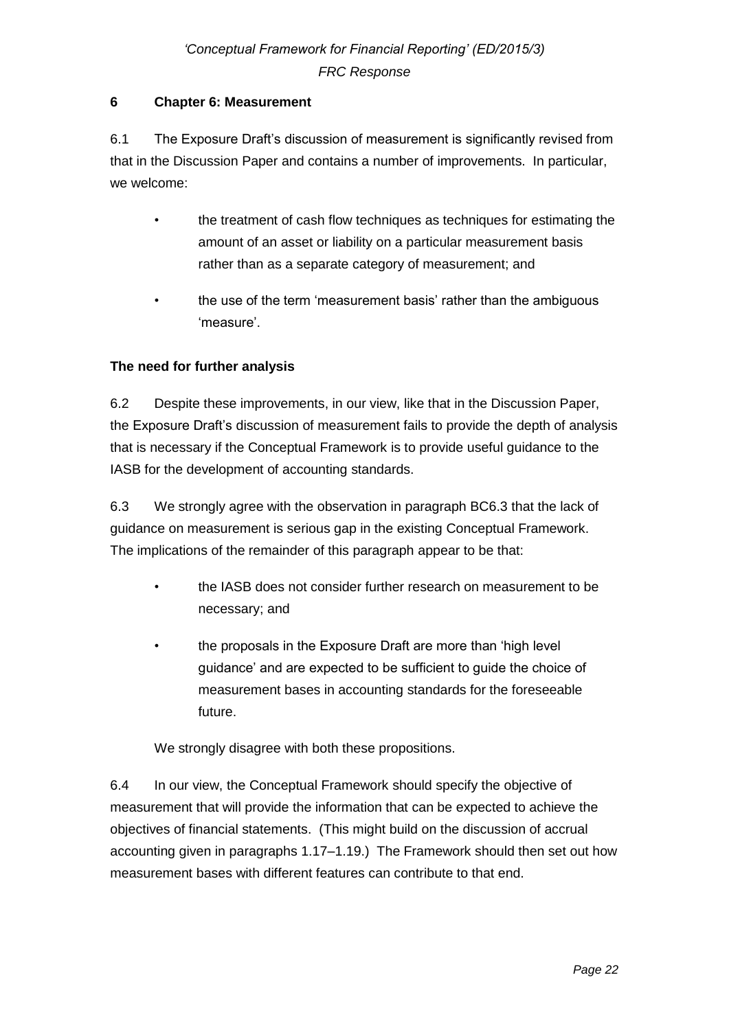## 6 Chapter 6: Measurement

6.1 The Exposure Draft's discussion of measurement is significantly revised from that in the Discussion Paper and contains a number of improvements. In particular, we welcome:

- the treatment of cash flow techniques as techniques for estimating the amount of an asset or liability on a particular measurement basis rather than as a separate category of measurement; and
- the use of the term 'measurement basis' rather than the ambiguous 'measure'.

### The need for further analysis

6.2 Despite these improvements, in our view, like that in the Discussion Paper, the Exposure Draft's discussion of measurement fails to provide the depth of analysis that is necessary if the Conceptual Framework is to provide useful guidance to the IASB for the development of accounting standards.

6.3 We strongly agree with the observation in paragraph BC6.3 that the lack of guidance on measurement is serious gap in the existing Conceptual Framework. The implications of the remainder of this paragraph appear to be that:

- the IASB does not consider further research on measurement to be necessary; and
- the proposals in the Exposure Draft are more than 'high level guidance' and are expected to be sufficient to guide the choice of measurement bases in accounting standards for the foreseeable future.

We strongly disagree with both these propositions.

6.4 In our view, the Conceptual Framework should specify the objective of measurement that will provide the information that can be expected to achieve the objectives of financial statements. (This might build on the discussion of accrual accounting given in paragraphs 1.17–1.19.) The Framework should then set out how measurement bases with different features can contribute to that end.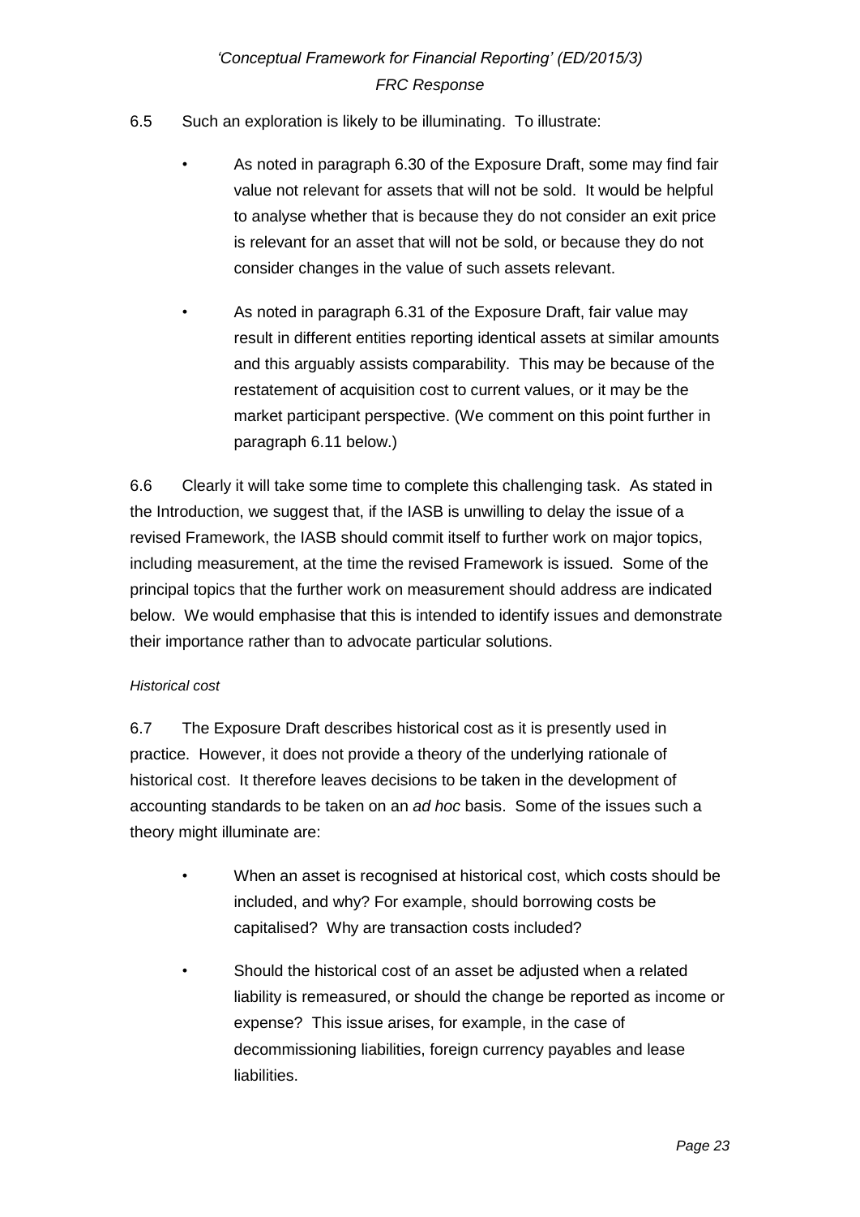6.5 Such an exploration is likely to be illuminating. To illustrate:

- As noted in paragraph 6.30 of the Exposure Draft, some may find fair value not relevant for assets that will not be sold. It would be helpful to analyse whether that is because they do not consider an exit price is relevant for an asset that will not be sold, or because they do not consider changes in the value of such assets relevant.
- As noted in paragraph 6.31 of the Exposure Draft, fair value may result in different entities reporting identical assets at similar amounts and this arguably assists comparability. This may be because of the restatement of acquisition cost to current values, or it may be the market participant perspective. (We comment on this point further in paragraph 6.11 below.)

6.6 Clearly it will take some time to complete this challenging task. As stated in the Introduction, we suggest that, if the IASB is unwilling to delay the issue of a revised Framework, the IASB should commit itself to further work on major topics, including measurement, at the time the revised Framework is issued. Some of the principal topics that the further work on measurement should address are indicated below. We would emphasise that this is intended to identify issues and demonstrate their importance rather than to advocate particular solutions.

*Historical cost*

6.7 The Exposure Draft describes historical cost as it is presently used in practice. However, it does not provide a theory of the underlying rationale of historical cost. It therefore leaves decisions to be taken in the development of accounting standards to be taken on an *ad hoc* basis. Some of the issues such a theory might illuminate are:

- When an asset is recognised at historical cost, which costs should be included, and why? For example, should borrowing costs be capitalised? Why are transaction costs included?
- Should the historical cost of an asset be adjusted when a related liability is remeasured, or should the change be reported as income or expense? This issue arises, for example, in the case of decommissioning liabilities, foreign currency payables and lease liabilities.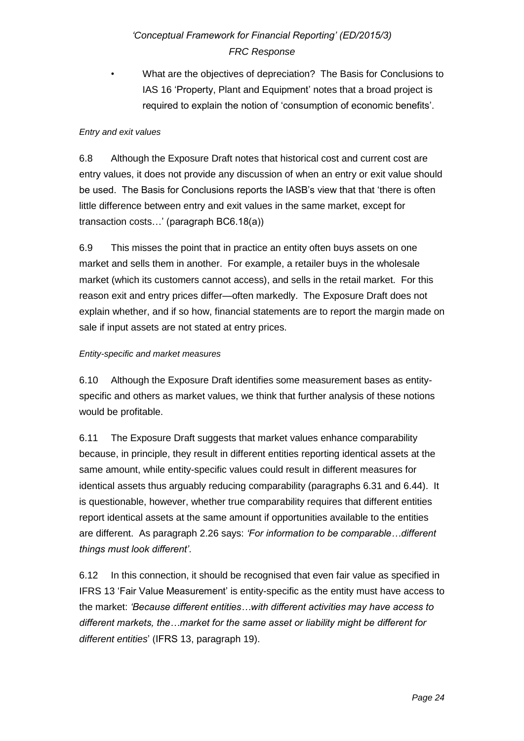- What are the objectives of depreciation? The Basis for Conclusions to IAS 16 'Property, Plant and Equipment' notes that a broad project is required to explain the notion of 'consumption of economic benefits'.

*Entry and exit values*

6.8 Although the Exposure Draft notes that historical cost and current cost are entry values, it does not provide any discussion of when an entry or exit value should be used. The Basis for Conclusions reports the IASB's view that that 'there is often little difference between entry and exit values in the same market, except for transaction costs…' (paragraph BC6.18(a))

6.9 This misses the point that in practice an entity often buys assets on one market and sells them in another. For example, a retailer buys in the wholesale market (which its customers cannot access), and sells in the retail market. For this reason exit and entry prices differ—often markedly. The Exposure Draft does not explain whether, and if so how, financial statements are to report the margin made on sale if input assets are not stated at entry prices.

*Entity-specific and market measures*

6.10 Although the Exposure Draft identifies some measurement bases as entity-specific and others as market values, we think that further analysis of these notions would be profitable.

6.11 The Exposure Draft suggests that market values enhance comparability because, in principle, they result in different entities reporting identical assets at the same amount, while entity-specific values could result in different measures for identical assets thus arguably reducing comparability (paragraphs 6.31 and 6.44). It is questionable, however, whether true comparability requires that different entities report identical assets at the same amount if opportunities available to the entities are different. As paragraph 2.26 says: *'For information to be comparable…different things must look different'*.

6.12 In this connection, it should be recognised that even fair value as specified in IFRS 13 'Fair Value Measurement' is entity-specific as the entity must have access to the market: *'Because different entities…with different activities may have access to different markets, the…market for the same asset or liability might be different for different entities*' (IFRS 13, paragraph 19).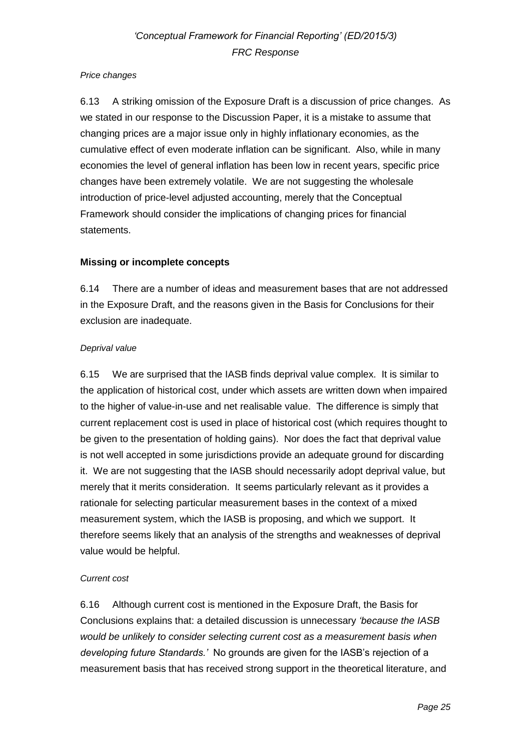*Price changes*

6.13 A striking omission of the Exposure Draft is a discussion of price changes. As we stated in our response to the Discussion Paper, it is a mistake to assume that changing prices are a major issue only in highly inflationary economies, as the cumulative effect of even moderate inflation can be significant. Also, while in many economies the level of general inflation has been low in recent years, specific price changes have been extremely volatile. We are not suggesting the wholesale introduction of price-level adjusted accounting, merely that the Conceptual Framework should consider the implications of changing prices for financial statements.

**Missing or incomplete concepts**

6.14 There are a number of ideas and measurement bases that are not addressed in the Exposure Draft, and the reasons given in the Basis for Conclusions for their exclusion are inadequate.

*Deprival value*

6.15 We are surprised that the IASB finds deprival value complex. It is similar to the application of historical cost, under which assets are written down when impaired to the higher of value-in-use and net realisable value. The difference is simply that current replacement cost is used in place of historical cost (which requires thought to be given to the presentation of holding gains). Nor does the fact that deprival value is not well accepted in some jurisdictions provide an adequate ground for discarding it. We are not suggesting that the IASB should necessarily adopt deprival value, but merely that it merits consideration. It seems particularly relevant as it provides a rationale for selecting particular measurement bases in the context of a mixed measurement system, which the IASB is proposing, and which we support. It therefore seems likely that an analysis of the strengths and weaknesses of deprival value would be helpful.

*Current cost*

6.16 Although current cost is mentioned in the Exposure Draft, the Basis for Conclusions explains that: a detailed discussion is unnecessary *'because the IASB would be unlikely to consider selecting current cost as a measurement basis when developing future Standards.'* No grounds are given for the IASB's rejection of a measurement basis that has received strong support in the theoretical literature, and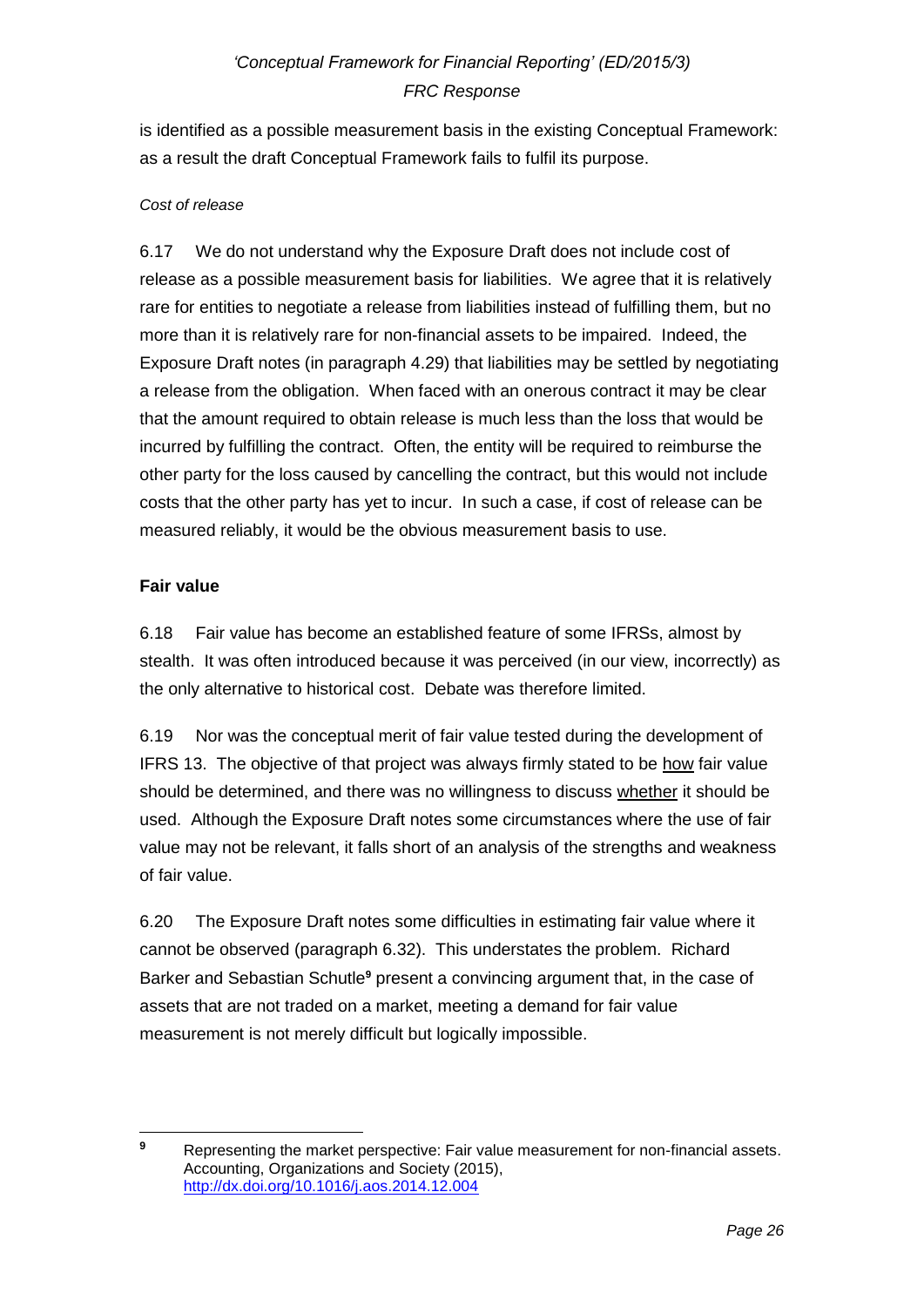is identified as a possible measurement basis in the existing Conceptual Framework: as a result the draft Conceptual Framework fails to fulfil its purpose.

*Cost of release*

6.17 We do not understand why the Exposure Draft does not include cost of release as a possible measurement basis for liabilities. We agree that it is relatively rare for entities to negotiate a release from liabilities instead of fulfilling them, but no more than it is relatively rare for non-financial assets to be impaired. Indeed, the Exposure Draft notes (in paragraph 4.29) that liabilities may be settled by negotiating a release from the obligation. When faced with an onerous contract it may be clear that the amount required to obtain release is much less than the loss that would be incurred by fulfilling the contract. Often, the entity will be required to reimburse the other party for the loss caused by cancelling the contract, but this would not include costs that the other party has yet to incur. In such a case, if cost of release can be measured reliably, it would be the obvious measurement basis to use.

**Fair value**

6.18 Fair value has become an established feature of some IFRSs, almost by stealth. It was often introduced because it was perceived (in our view, incorrectly) as the only alternative to historical cost. Debate was therefore limited.

6.19 Nor was the conceptual merit of fair value tested during the development of IFRS 13. The objective of that project was always firmly stated to be <u>how</u> fair value should be determined, and there was no willingness to discuss <u>whether</u> it should be used. Although the Exposure Draft notes some circumstances where the use of fair value may not be relevant, it falls short of an analysis of the strengths and weakness of fair value.

6.20 The Exposure Draft notes some difficulties in estimating fair value where it cannot be observed (paragraph 6.32). This understates the problem. Richard Barker and Sebastian Schutle[9] present a convincing argument that, in the case of assets that are not traded on a market, meeting a demand for fair value measurement is not merely difficult but logically impossible.

---

[9] Representing the market perspective: Fair value measurement for non-financial assets. Accounting, Organizations and Society (2015), http://dx.doi.org/10.1016/j.aos.2014.12.004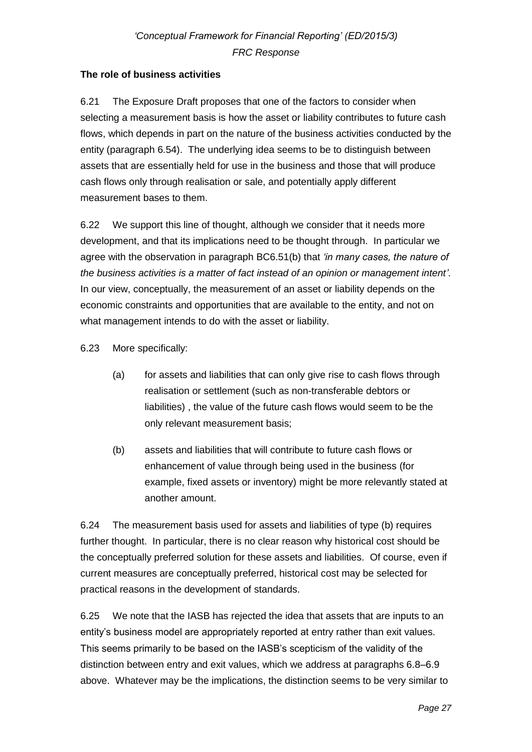**The role of business activities**

6.21 The Exposure Draft proposes that one of the factors to consider when selecting a measurement basis is how the asset or liability contributes to future cash flows, which depends in part on the nature of the business activities conducted by the entity (paragraph 6.54). The underlying idea seems to be to distinguish between assets that are essentially held for use in the business and those that will produce cash flows only through realisation or sale, and potentially apply different measurement bases to them.

6.22 We support this line of thought, although we consider that it needs more development, and that its implications need to be thought through. In particular we agree with the observation in paragraph BC6.51(b) that *'in many cases, the nature of the business activities is a matter of fact instead of an opinion or management intent'*. In our view, conceptually, the measurement of an asset or liability depends on the economic constraints and opportunities that are available to the entity, and not on what management intends to do with the asset or liability.

6.23 More specifically:

(a) for assets and liabilities that can only give rise to cash flows through realisation or settlement (such as non-transferable debtors or liabilities) , the value of the future cash flows would seem to be the only relevant measurement basis;

(b) assets and liabilities that will contribute to future cash flows or enhancement of value through being used in the business (for example, fixed assets or inventory) might be more relevantly stated at another amount.

6.24 The measurement basis used for assets and liabilities of type (b) requires further thought. In particular, there is no clear reason why historical cost should be the conceptually preferred solution for these assets and liabilities. Of course, even if current measures are conceptually preferred, historical cost may be selected for practical reasons in the development of standards.

6.25 We note that the IASB has rejected the idea that assets that are inputs to an entity's business model are appropriately reported at entry rather than exit values. This seems primarily to be based on the IASB's scepticism of the validity of the distinction between entry and exit values, which we address at paragraphs 6.8–6.9 above. Whatever may be the implications, the distinction seems to be very similar to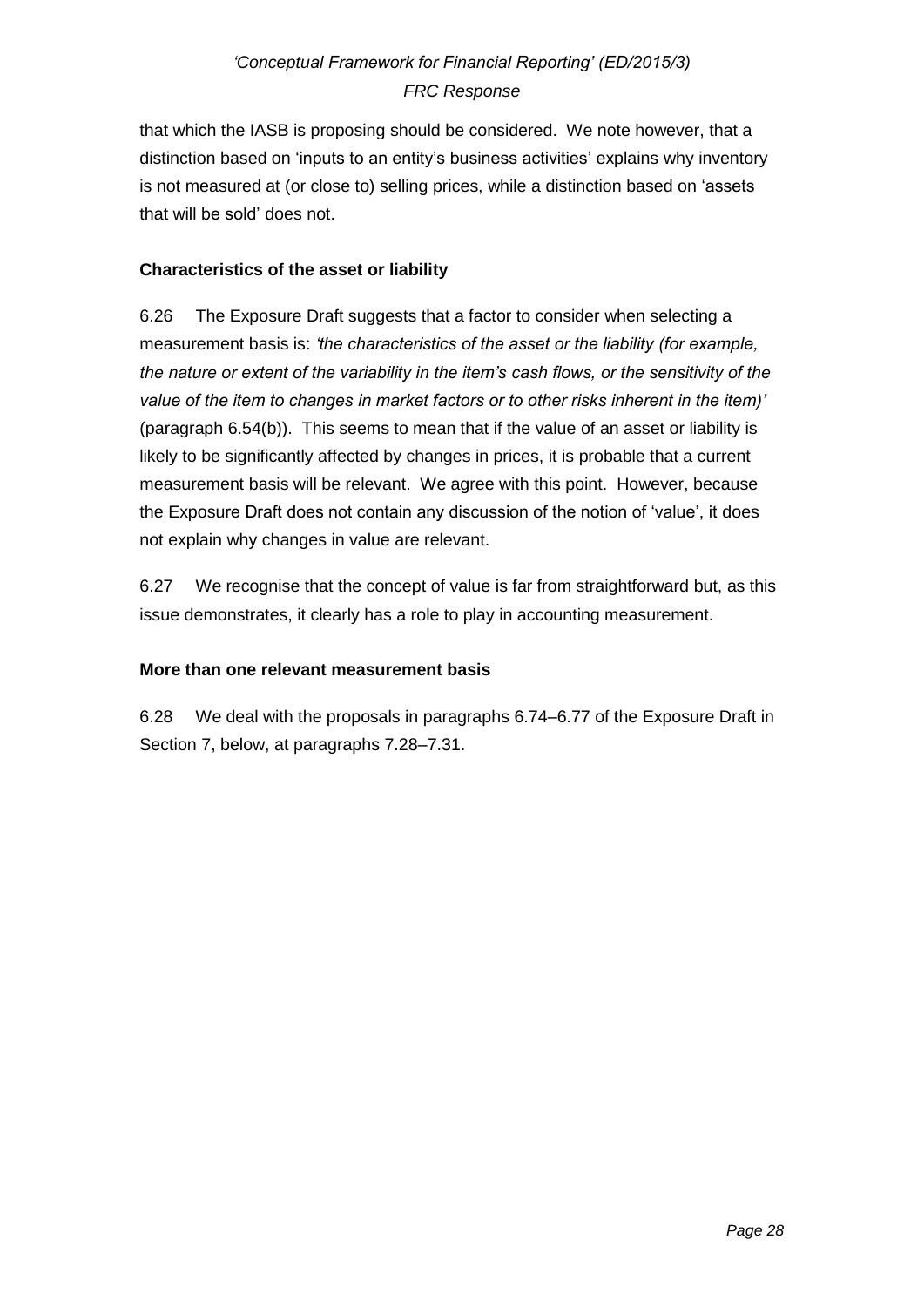that which the IASB is proposing should be considered. We note however, that a distinction based on 'inputs to an entity's business activities' explains why inventory is not measured at (or close to) selling prices, while a distinction based on 'assets that will be sold' does not.

### Characteristics of the asset or liability

6.26 The Exposure Draft suggests that a factor to consider when selecting a measurement basis is: *'the characteristics of the asset or the liability (for example, the nature or extent of the variability in the item's cash flows, or the sensitivity of the value of the item to changes in market factors or to other risks inherent in the item)'* (paragraph 6.54(b)). This seems to mean that if the value of an asset or liability is likely to be significantly affected by changes in prices, it is probable that a current measurement basis will be relevant. We agree with this point. However, because the Exposure Draft does not contain any discussion of the notion of 'value', it does not explain why changes in value are relevant.

6.27 We recognise that the concept of value is far from straightforward but, as this issue demonstrates, it clearly has a role to play in accounting measurement.

### More than one relevant measurement basis

6.28 We deal with the proposals in paragraphs 6.74–6.77 of the Exposure Draft in Section 7, below, at paragraphs 7.28–7.31.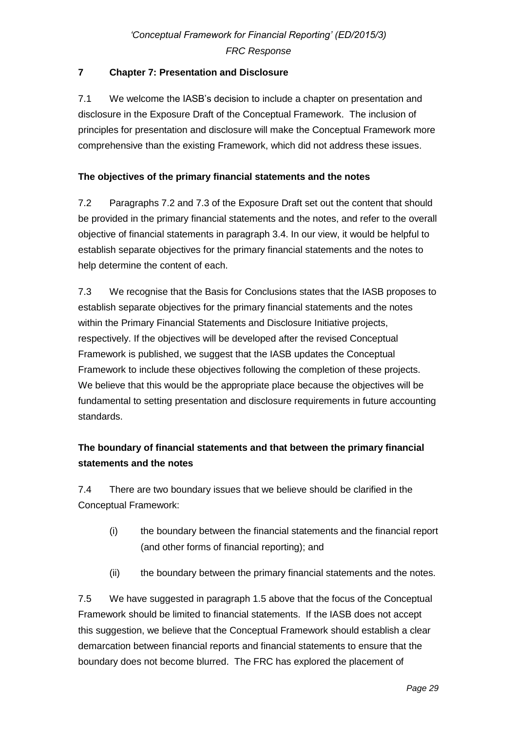## 7 Chapter 7: Presentation and Disclosure

7.1 We welcome the IASB's decision to include a chapter on presentation and disclosure in the Exposure Draft of the Conceptual Framework. The inclusion of principles for presentation and disclosure will make the Conceptual Framework more comprehensive than the existing Framework, which did not address these issues.

### The objectives of the primary financial statements and the notes

7.2 Paragraphs 7.2 and 7.3 of the Exposure Draft set out the content that should be provided in the primary financial statements and the notes, and refer to the overall objective of financial statements in paragraph 3.4. In our view, it would be helpful to establish separate objectives for the primary financial statements and the notes to help determine the content of each.

7.3 We recognise that the Basis for Conclusions states that the IASB proposes to establish separate objectives for the primary financial statements and the notes within the Primary Financial Statements and Disclosure Initiative projects, respectively. If the objectives will be developed after the revised Conceptual Framework is published, we suggest that the IASB updates the Conceptual Framework to include these objectives following the completion of these projects. We believe that this would be the appropriate place because the objectives will be fundamental to setting presentation and disclosure requirements in future accounting standards.

### The boundary of financial statements and that between the primary financial statements and the notes

7.4 There are two boundary issues that we believe should be clarified in the Conceptual Framework:

(i) the boundary between the financial statements and the financial report (and other forms of financial reporting); and

(ii) the boundary between the primary financial statements and the notes.

7.5 We have suggested in paragraph 1.5 above that the focus of the Conceptual Framework should be limited to financial statements. If the IASB does not accept this suggestion, we believe that the Conceptual Framework should establish a clear demarcation between financial reports and financial statements to ensure that the boundary does not become blurred. The FRC has explored the placement of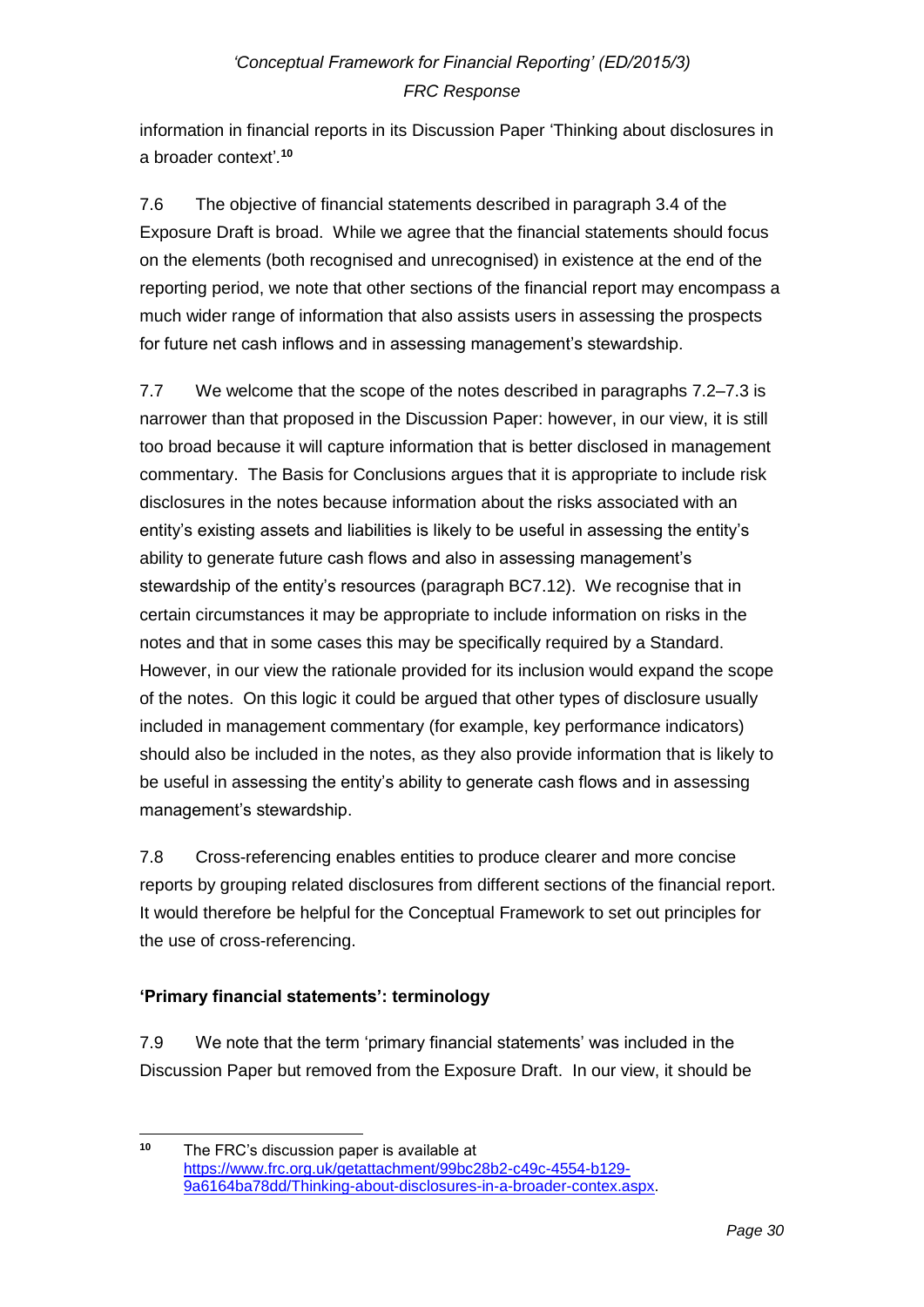information in financial reports in its Discussion Paper 'Thinking about disclosures in a broader context'.[10]

7.6 The objective of financial statements described in paragraph 3.4 of the Exposure Draft is broad. While we agree that the financial statements should focus on the elements (both recognised and unrecognised) in existence at the end of the reporting period, we note that other sections of the financial report may encompass a much wider range of information that also assists users in assessing the prospects for future net cash inflows and in assessing management's stewardship.

7.7 We welcome that the scope of the notes described in paragraphs 7.2–7.3 is narrower than that proposed in the Discussion Paper: however, in our view, it is still too broad because it will capture information that is better disclosed in management commentary. The Basis for Conclusions argues that it is appropriate to include risk disclosures in the notes because information about the risks associated with an entity's existing assets and liabilities is likely to be useful in assessing the entity's ability to generate future cash flows and also in assessing management's stewardship of the entity's resources (paragraph BC7.12). We recognise that in certain circumstances it may be appropriate to include information on risks in the notes and that in some cases this may be specifically required by a Standard. However, in our view the rationale provided for its inclusion would expand the scope of the notes. On this logic it could be argued that other types of disclosure usually included in management commentary (for example, key performance indicators) should also be included in the notes, as they also provide information that is likely to be useful in assessing the entity's ability to generate cash flows and in assessing management's stewardship.

7.8 Cross-referencing enables entities to produce clearer and more concise reports by grouping related disclosures from different sections of the financial report. It would therefore be helpful for the Conceptual Framework to set out principles for the use of cross-referencing.

**'Primary financial statements': terminology**

7.9 We note that the term 'primary financial statements' was included in the Discussion Paper but removed from the Exposure Draft. In our view, it should be

[10] The FRC's discussion paper is available at https://www.frc.org.uk/getattachment/99bc28b2-c49c-4554-b129-9a6164ba78dd/Thinking-about-disclosures-in-a-broader-contex.aspx.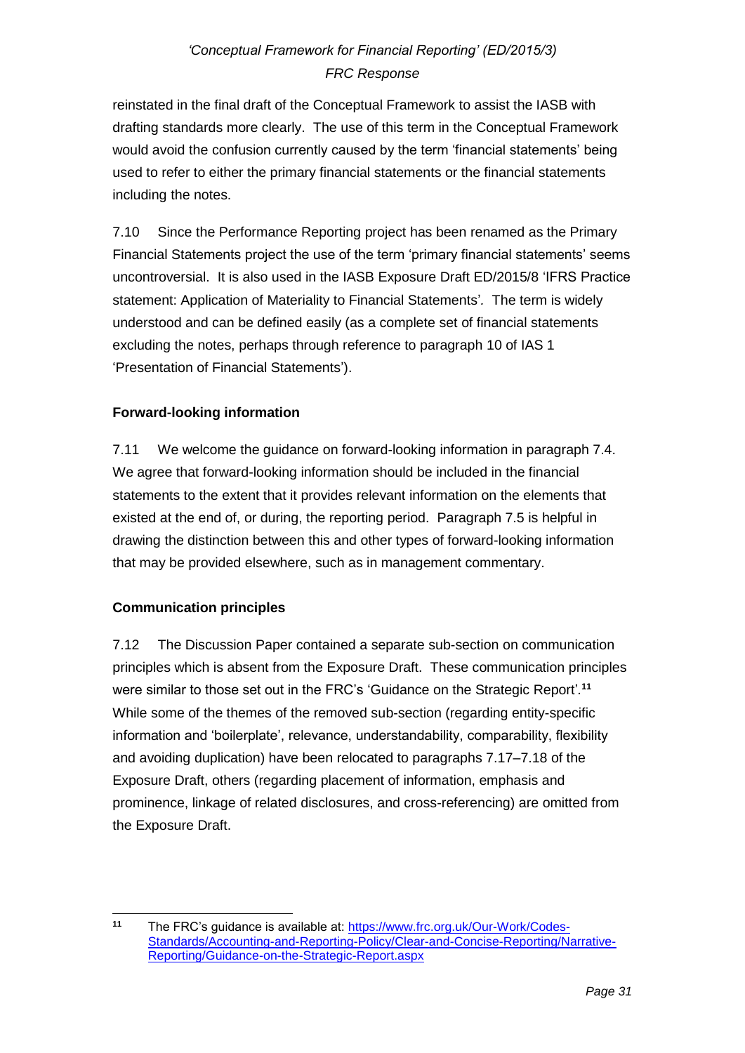reinstated in the final draft of the Conceptual Framework to assist the IASB with drafting standards more clearly. The use of this term in the Conceptual Framework would avoid the confusion currently caused by the term 'financial statements' being used to refer to either the primary financial statements or the financial statements including the notes.

7.10 Since the Performance Reporting project has been renamed as the Primary Financial Statements project the use of the term 'primary financial statements' seems uncontroversial. It is also used in the IASB Exposure Draft ED/2015/8 'IFRS Practice statement: Application of Materiality to Financial Statements'. The term is widely understood and can be defined easily (as a complete set of financial statements excluding the notes, perhaps through reference to paragraph 10 of IAS 1 'Presentation of Financial Statements').

**Forward-looking information**

7.11 We welcome the guidance on forward-looking information in paragraph 7.4. We agree that forward-looking information should be included in the financial statements to the extent that it provides relevant information on the elements that existed at the end of, or during, the reporting period. Paragraph 7.5 is helpful in drawing the distinction between this and other types of forward-looking information that may be provided elsewhere, such as in management commentary.

**Communication principles**

7.12 The Discussion Paper contained a separate sub-section on communication principles which is absent from the Exposure Draft. These communication principles were similar to those set out in the FRC's 'Guidance on the Strategic Report'.[11] While some of the themes of the removed sub-section (regarding entity-specific information and 'boilerplate', relevance, understandability, comparability, flexibility and avoiding duplication) have been relocated to paragraphs 7.17–7.18 of the Exposure Draft, others (regarding placement of information, emphasis and prominence, linkage of related disclosures, and cross-referencing) are omitted from the Exposure Draft.

---

[11] The FRC's guidance is available at: [https://www.frc.org.uk/Our-Work/Codes-Standards/Accounting-and-Reporting-Policy/Clear-and-Concise-Reporting/Narrative-Reporting/Guidance-on-the-Strategic-Report.aspx](https://www.frc.org.uk/Our-Work/Codes-Standards/Accounting-and-Reporting-Policy/Clear-and-Concise-Reporting/Narrative-Reporting/Guidance-on-the-Strategic-Report.aspx)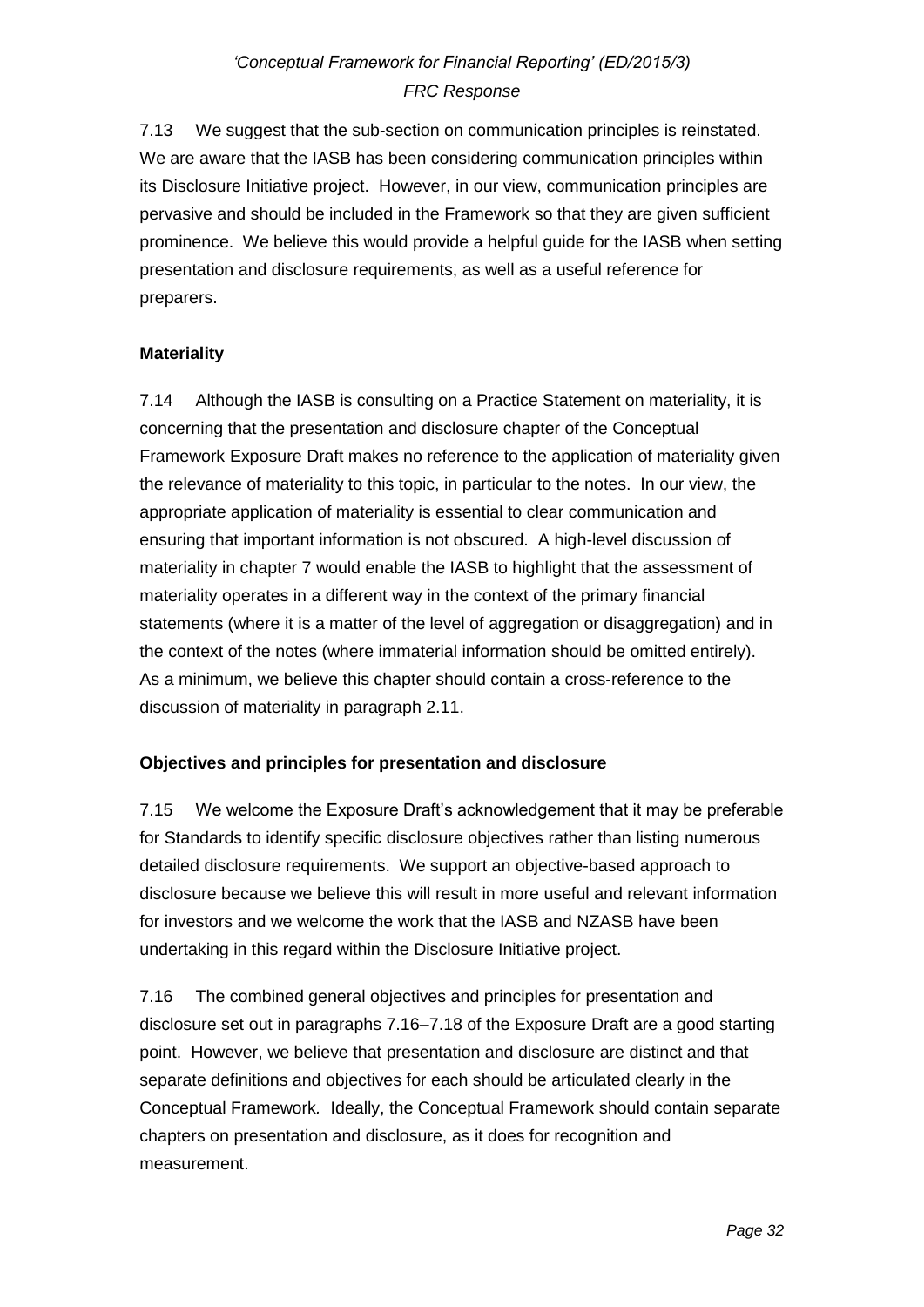7.13 We suggest that the sub-section on communication principles is reinstated. We are aware that the IASB has been considering communication principles within its Disclosure Initiative project. However, in our view, communication principles are pervasive and should be included in the Framework so that they are given sufficient prominence. We believe this would provide a helpful guide for the IASB when setting presentation and disclosure requirements, as well as a useful reference for preparers.

**Materiality**

7.14 Although the IASB is consulting on a Practice Statement on materiality, it is concerning that the presentation and disclosure chapter of the Conceptual Framework Exposure Draft makes no reference to the application of materiality given the relevance of materiality to this topic, in particular to the notes. In our view, the appropriate application of materiality is essential to clear communication and ensuring that important information is not obscured. A high-level discussion of materiality in chapter 7 would enable the IASB to highlight that the assessment of materiality operates in a different way in the context of the primary financial statements (where it is a matter of the level of aggregation or disaggregation) and in the context of the notes (where immaterial information should be omitted entirely). As a minimum, we believe this chapter should contain a cross-reference to the discussion of materiality in paragraph 2.11.

**Objectives and principles for presentation and disclosure**

7.15 We welcome the Exposure Draft's acknowledgement that it may be preferable for Standards to identify specific disclosure objectives rather than listing numerous detailed disclosure requirements. We support an objective-based approach to disclosure because we believe this will result in more useful and relevant information for investors and we welcome the work that the IASB and NZASB have been undertaking in this regard within the Disclosure Initiative project.

7.16 The combined general objectives and principles for presentation and disclosure set out in paragraphs 7.16–7.18 of the Exposure Draft are a good starting point. However, we believe that presentation and disclosure are distinct and that separate definitions and objectives for each should be articulated clearly in the Conceptual Framework. Ideally, the Conceptual Framework should contain separate chapters on presentation and disclosure, as it does for recognition and measurement.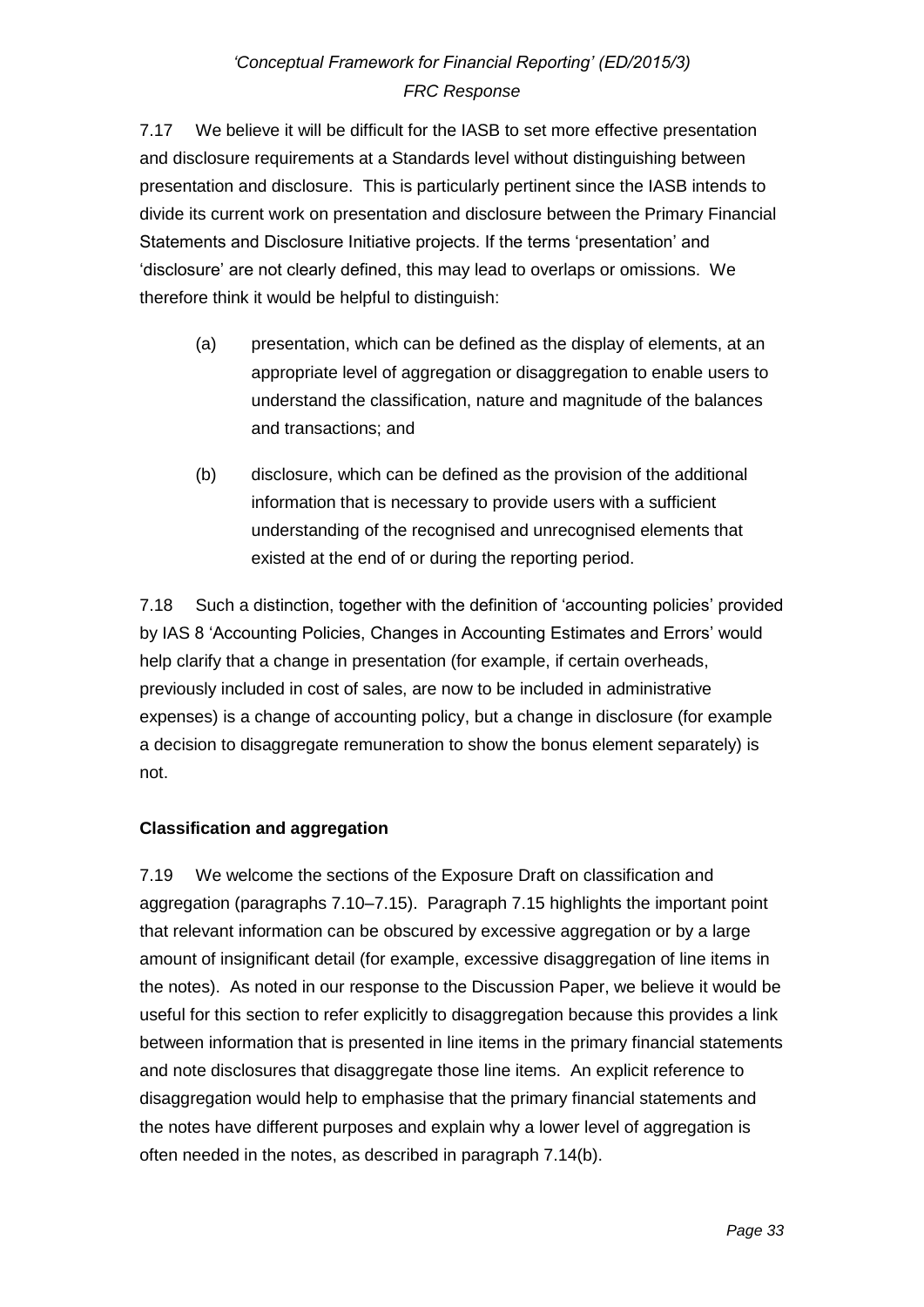7.17 We believe it will be difficult for the IASB to set more effective presentation and disclosure requirements at a Standards level without distinguishing between presentation and disclosure. This is particularly pertinent since the IASB intends to divide its current work on presentation and disclosure between the Primary Financial Statements and Disclosure Initiative projects. If the terms 'presentation' and 'disclosure' are not clearly defined, this may lead to overlaps or omissions. We therefore think it would be helpful to distinguish:

(a) presentation, which can be defined as the display of elements, at an appropriate level of aggregation or disaggregation to enable users to understand the classification, nature and magnitude of the balances and transactions; and

(b) disclosure, which can be defined as the provision of the additional information that is necessary to provide users with a sufficient understanding of the recognised and unrecognised elements that existed at the end of or during the reporting period.

7.18 Such a distinction, together with the definition of 'accounting policies' provided by IAS 8 'Accounting Policies, Changes in Accounting Estimates and Errors' would help clarify that a change in presentation (for example, if certain overheads, previously included in cost of sales, are now to be included in administrative expenses) is a change of accounting policy, but a change in disclosure (for example a decision to disaggregate remuneration to show the bonus element separately) is not.

**Classification and aggregation**

7.19 We welcome the sections of the Exposure Draft on classification and aggregation (paragraphs 7.10–7.15). Paragraph 7.15 highlights the important point that relevant information can be obscured by excessive aggregation or by a large amount of insignificant detail (for example, excessive disaggregation of line items in the notes). As noted in our response to the Discussion Paper, we believe it would be useful for this section to refer explicitly to disaggregation because this provides a link between information that is presented in line items in the primary financial statements and note disclosures that disaggregate those line items. An explicit reference to disaggregation would help to emphasise that the primary financial statements and the notes have different purposes and explain why a lower level of aggregation is often needed in the notes, as described in paragraph 7.14(b).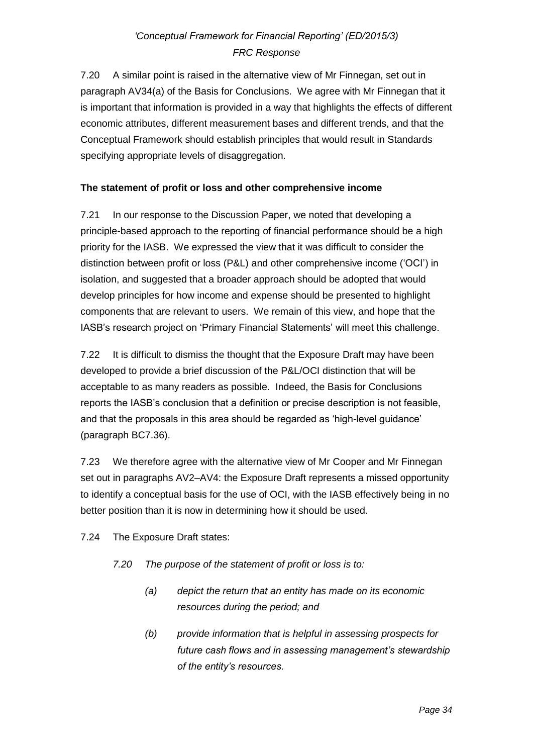7.20 A similar point is raised in the alternative view of Mr Finnegan, set out in paragraph AV34(a) of the Basis for Conclusions. We agree with Mr Finnegan that it is important that information is provided in a way that highlights the effects of different economic attributes, different measurement bases and different trends, and that the Conceptual Framework should establish principles that would result in Standards specifying appropriate levels of disaggregation.

**The statement of profit or loss and other comprehensive income**

7.21 In our response to the Discussion Paper, we noted that developing a principle-based approach to the reporting of financial performance should be a high priority for the IASB. We expressed the view that it was difficult to consider the distinction between profit or loss (P&L) and other comprehensive income ('OCI') in isolation, and suggested that a broader approach should be adopted that would develop principles for how income and expense should be presented to highlight components that are relevant to users. We remain of this view, and hope that the IASB's research project on 'Primary Financial Statements' will meet this challenge.

7.22 It is difficult to dismiss the thought that the Exposure Draft may have been developed to provide a brief discussion of the P&L/OCI distinction that will be acceptable to as many readers as possible. Indeed, the Basis for Conclusions reports the IASB's conclusion that a definition or precise description is not feasible, and that the proposals in this area should be regarded as 'high-level guidance' (paragraph BC7.36).

7.23 We therefore agree with the alternative view of Mr Cooper and Mr Finnegan set out in paragraphs AV2–AV4: the Exposure Draft represents a missed opportunity to identify a conceptual basis for the use of OCI, with the IASB effectively being in no better position than it is now in determining how it should be used.

7.24 The Exposure Draft states:

> *7.20 The purpose of the statement of profit or loss is to:*
>
> > *(a) depict the return that an entity has made on its economic resources during the period; and*
> >
> > *(b) provide information that is helpful in assessing prospects for future cash flows and in assessing management's stewardship of the entity's resources.*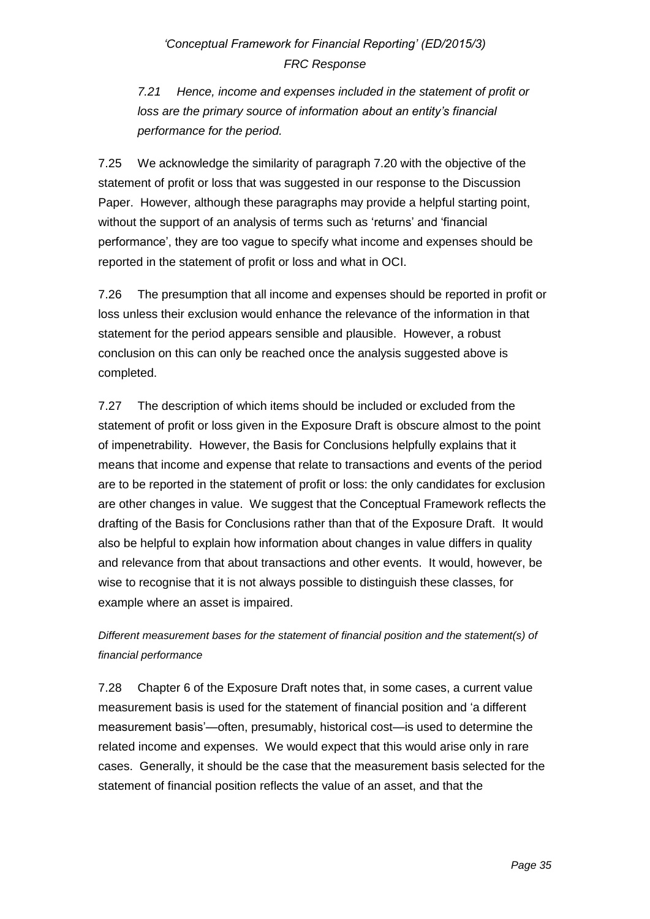*7.21 Hence, income and expenses included in the statement of profit or loss are the primary source of information about an entity's financial performance for the period.*

7.25 We acknowledge the similarity of paragraph 7.20 with the objective of the statement of profit or loss that was suggested in our response to the Discussion Paper. However, although these paragraphs may provide a helpful starting point, without the support of an analysis of terms such as 'returns' and 'financial performance', they are too vague to specify what income and expenses should be reported in the statement of profit or loss and what in OCI.

7.26 The presumption that all income and expenses should be reported in profit or loss unless their exclusion would enhance the relevance of the information in that statement for the period appears sensible and plausible. However, a robust conclusion on this can only be reached once the analysis suggested above is completed.

7.27 The description of which items should be included or excluded from the statement of profit or loss given in the Exposure Draft is obscure almost to the point of impenetrability. However, the Basis for Conclusions helpfully explains that it means that income and expense that relate to transactions and events of the period are to be reported in the statement of profit or loss: the only candidates for exclusion are other changes in value. We suggest that the Conceptual Framework reflects the drafting of the Basis for Conclusions rather than that of the Exposure Draft. It would also be helpful to explain how information about changes in value differs in quality and relevance from that about transactions and other events. It would, however, be wise to recognise that it is not always possible to distinguish these classes, for example where an asset is impaired.

*Different measurement bases for the statement of financial position and the statement(s) of financial performance*

7.28 Chapter 6 of the Exposure Draft notes that, in some cases, a current value measurement basis is used for the statement of financial position and 'a different measurement basis'—often, presumably, historical cost—is used to determine the related income and expenses. We would expect that this would arise only in rare cases. Generally, it should be the case that the measurement basis selected for the statement of financial position reflects the value of an asset, and that the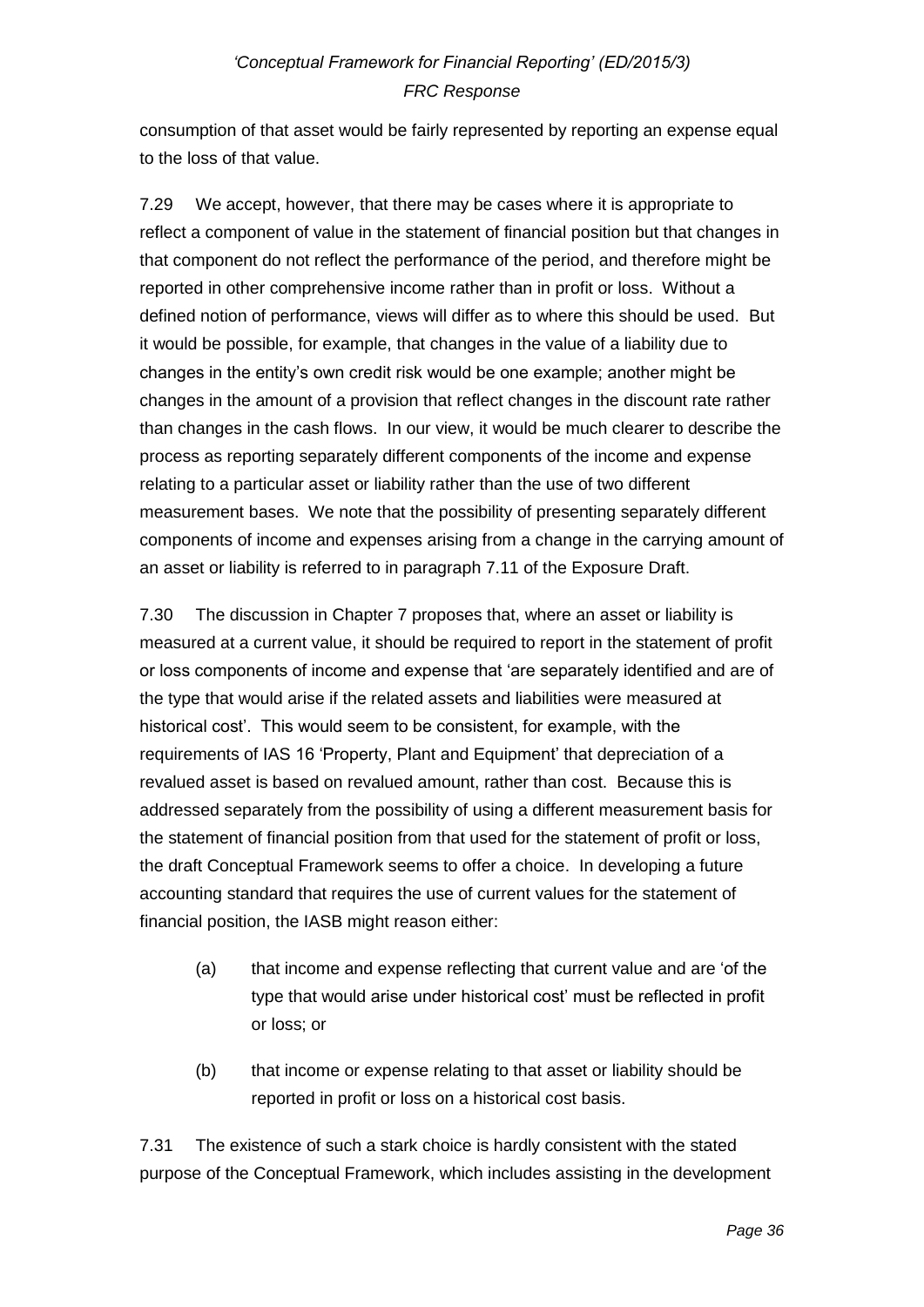consumption of that asset would be fairly represented by reporting an expense equal to the loss of that value.

7.29 We accept, however, that there may be cases where it is appropriate to reflect a component of value in the statement of financial position but that changes in that component do not reflect the performance of the period, and therefore might be reported in other comprehensive income rather than in profit or loss. Without a defined notion of performance, views will differ as to where this should be used. But it would be possible, for example, that changes in the value of a liability due to changes in the entity's own credit risk would be one example; another might be changes in the amount of a provision that reflect changes in the discount rate rather than changes in the cash flows. In our view, it would be much clearer to describe the process as reporting separately different components of the income and expense relating to a particular asset or liability rather than the use of two different measurement bases. We note that the possibility of presenting separately different components of income and expenses arising from a change in the carrying amount of an asset or liability is referred to in paragraph 7.11 of the Exposure Draft.

7.30 The discussion in Chapter 7 proposes that, where an asset or liability is measured at a current value, it should be required to report in the statement of profit or loss components of income and expense that 'are separately identified and are of the type that would arise if the related assets and liabilities were measured at historical cost'. This would seem to be consistent, for example, with the requirements of IAS 16 'Property, Plant and Equipment' that depreciation of a revalued asset is based on revalued amount, rather than cost. Because this is addressed separately from the possibility of using a different measurement basis for the statement of financial position from that used for the statement of profit or loss, the draft Conceptual Framework seems to offer a choice. In developing a future accounting standard that requires the use of current values for the statement of financial position, the IASB might reason either:

(a) that income and expense reflecting that current value and are 'of the type that would arise under historical cost' must be reflected in profit or loss; or

(b) that income or expense relating to that asset or liability should be reported in profit or loss on a historical cost basis.

7.31 The existence of such a stark choice is hardly consistent with the stated purpose of the Conceptual Framework, which includes assisting in the development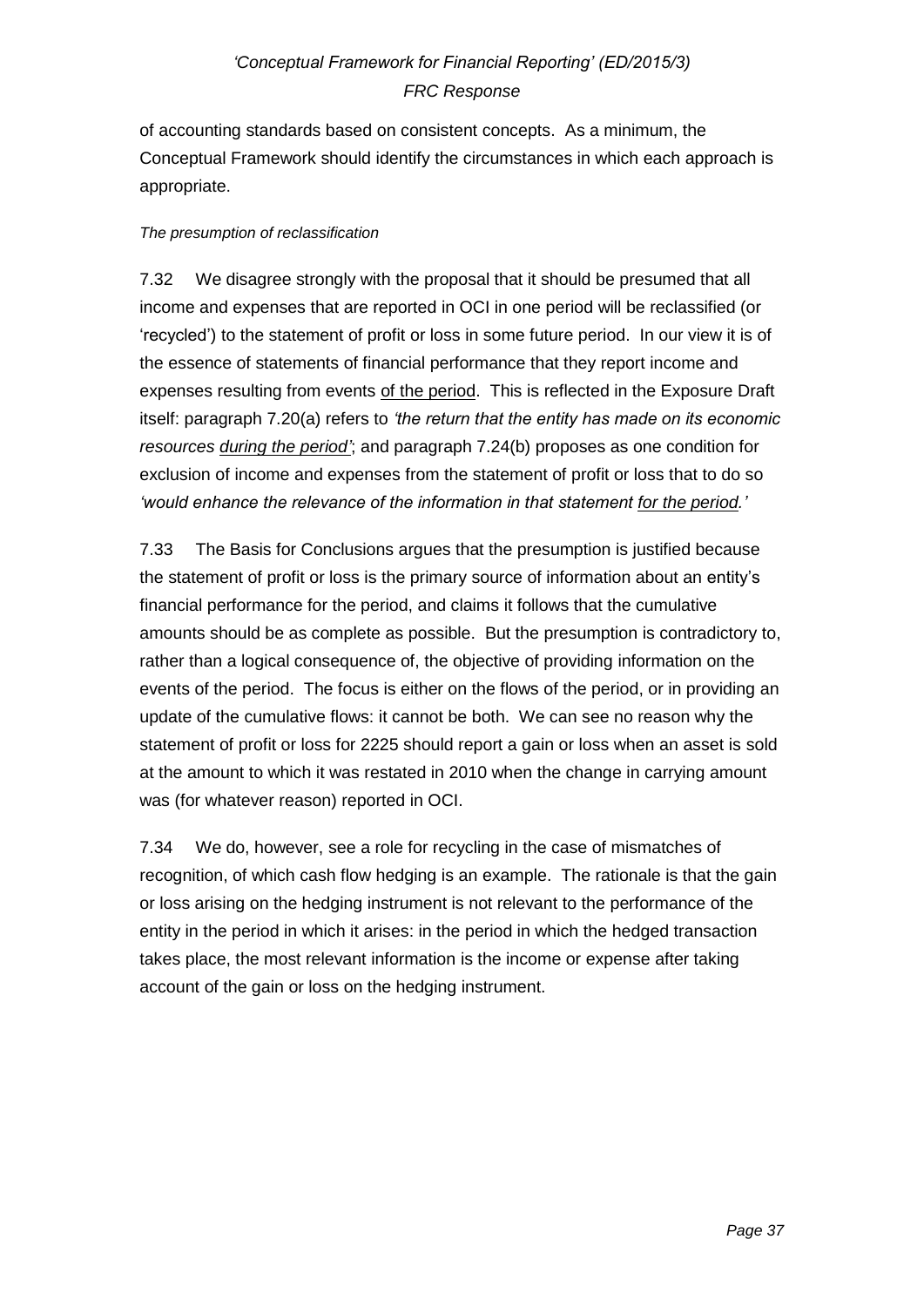of accounting standards based on consistent concepts. As a minimum, the Conceptual Framework should identify the circumstances in which each approach is appropriate.

*The presumption of reclassification*

7.32 We disagree strongly with the proposal that it should be presumed that all income and expenses that are reported in OCI in one period will be reclassified (or 'recycled') to the statement of profit or loss in some future period. In our view it is of the essence of statements of financial performance that they report income and expenses resulting from events <u>of the period</u>. This is reflected in the Exposure Draft itself: paragraph 7.20(a) refers to *'the return that the entity has made on its economic resources <u>during the period</u>'*; and paragraph 7.24(b) proposes as one condition for exclusion of income and expenses from the statement of profit or loss that to do so *'would enhance the relevance of the information in that statement <u>for the period</u>.'*

7.33 The Basis for Conclusions argues that the presumption is justified because the statement of profit or loss is the primary source of information about an entity's financial performance for the period, and claims it follows that the cumulative amounts should be as complete as possible. But the presumption is contradictory to, rather than a logical consequence of, the objective of providing information on the events of the period. The focus is either on the flows of the period, or in providing an update of the cumulative flows: it cannot be both. We can see no reason why the statement of profit or loss for 2225 should report a gain or loss when an asset is sold at the amount to which it was restated in 2010 when the change in carrying amount was (for whatever reason) reported in OCI.

7.34 We do, however, see a role for recycling in the case of mismatches of recognition, of which cash flow hedging is an example. The rationale is that the gain or loss arising on the hedging instrument is not relevant to the performance of the entity in the period in which it arises: in the period in which the hedged transaction takes place, the most relevant information is the income or expense after taking account of the gain or loss on the hedging instrument.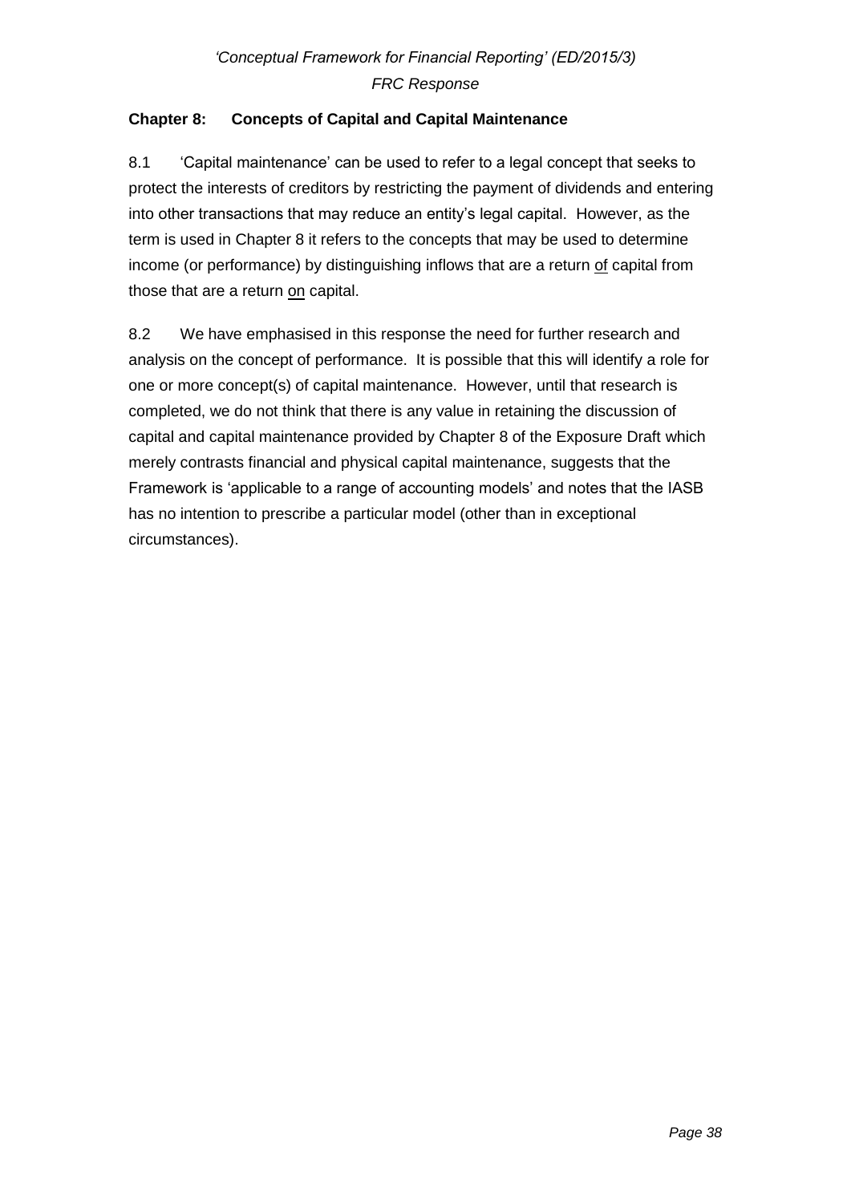## Chapter 8: Concepts of Capital and Capital Maintenance

8.1 'Capital maintenance' can be used to refer to a legal concept that seeks to protect the interests of creditors by restricting the payment of dividends and entering into other transactions that may reduce an entity's legal capital. However, as the term is used in Chapter 8 it refers to the concepts that may be used to determine income (or performance) by distinguishing inflows that are a return <u>of</u> capital from those that are a return <u>on</u> capital.

8.2 We have emphasised in this response the need for further research and analysis on the concept of performance. It is possible that this will identify a role for one or more concept(s) of capital maintenance. However, until that research is completed, we do not think that there is any value in retaining the discussion of capital and capital maintenance provided by Chapter 8 of the Exposure Draft which merely contrasts financial and physical capital maintenance, suggests that the Framework is 'applicable to a range of accounting models' and notes that the IASB has no intention to prescribe a particular model (other than in exceptional circumstances).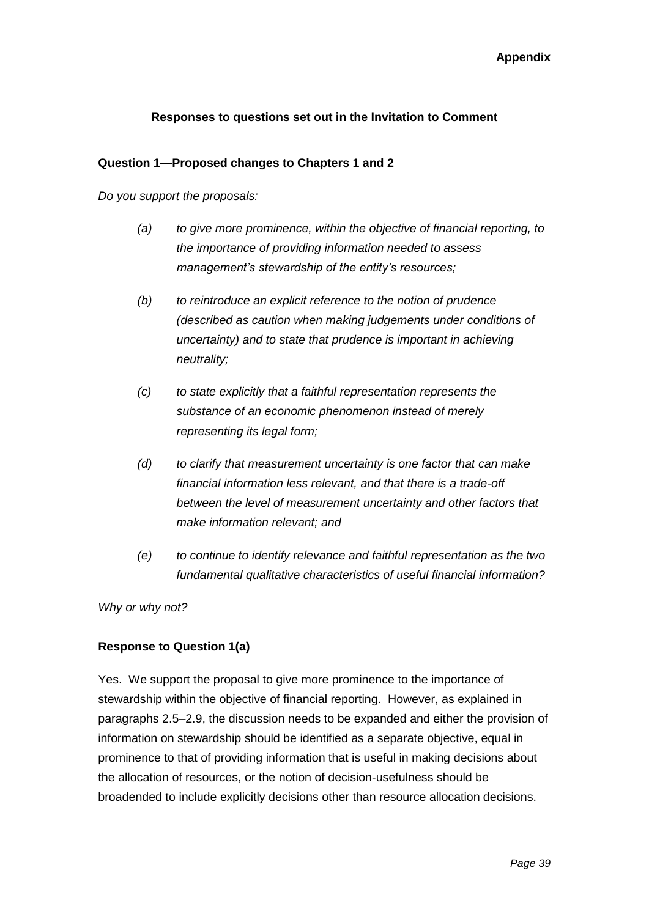**Appendix**

**Responses to questions set out in the Invitation to Comment**

**Question 1—Proposed changes to Chapters 1 and 2**

*Do you support the proposals:*

*(a) to give more prominence, within the objective of financial reporting, to the importance of providing information needed to assess management's stewardship of the entity's resources;*

*(b) to reintroduce an explicit reference to the notion of prudence (described as caution when making judgements under conditions of uncertainty) and to state that prudence is important in achieving neutrality;*

*(c) to state explicitly that a faithful representation represents the substance of an economic phenomenon instead of merely representing its legal form;*

*(d) to clarify that measurement uncertainty is one factor that can make financial information less relevant, and that there is a trade-off between the level of measurement uncertainty and other factors that make information relevant; and*

*(e) to continue to identify relevance and faithful representation as the two fundamental qualitative characteristics of useful financial information?*

*Why or why not?*

**Response to Question 1(a)**

Yes. We support the proposal to give more prominence to the importance of stewardship within the objective of financial reporting. However, as explained in paragraphs 2.5–2.9, the discussion needs to be expanded and either the provision of information on stewardship should be identified as a separate objective, equal in prominence to that of providing information that is useful in making decisions about the allocation of resources, or the notion of decision-usefulness should be broadended to include explicitly decisions other than resource allocation decisions.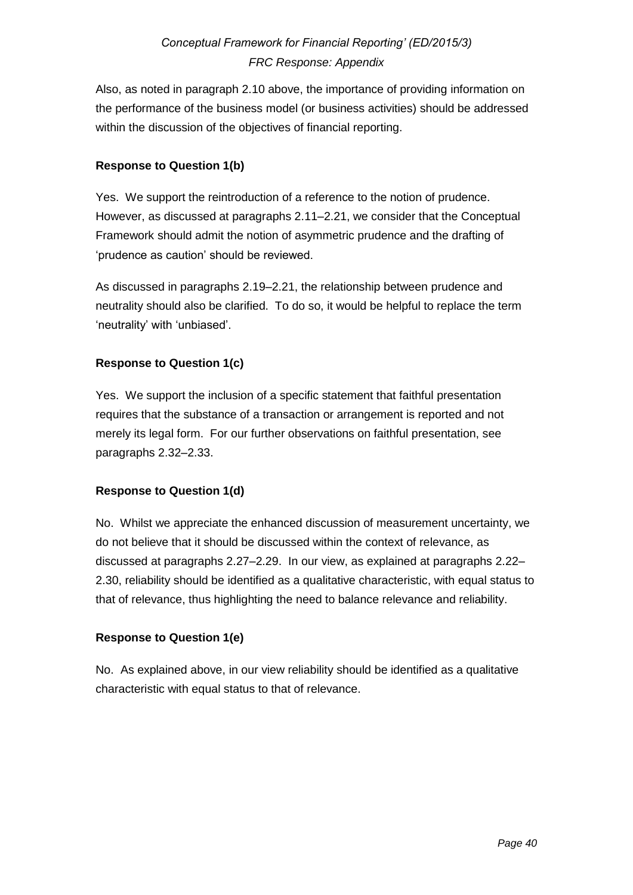Also, as noted in paragraph 2.10 above, the importance of providing information on the performance of the business model (or business activities) should be addressed within the discussion of the objectives of financial reporting.

**Response to Question 1(b)**

Yes. We support the reintroduction of a reference to the notion of prudence. However, as discussed at paragraphs 2.11–2.21, we consider that the Conceptual Framework should admit the notion of asymmetric prudence and the drafting of 'prudence as caution' should be reviewed.

As discussed in paragraphs 2.19–2.21, the relationship between prudence and neutrality should also be clarified. To do so, it would be helpful to replace the term 'neutrality' with 'unbiased'.

**Response to Question 1(c)**

Yes. We support the inclusion of a specific statement that faithful presentation requires that the substance of a transaction or arrangement is reported and not merely its legal form. For our further observations on faithful presentation, see paragraphs 2.32–2.33.

**Response to Question 1(d)**

No. Whilst we appreciate the enhanced discussion of measurement uncertainty, we do not believe that it should be discussed within the context of relevance, as discussed at paragraphs 2.27–2.29. In our view, as explained at paragraphs 2.22–2.30, reliability should be identified as a qualitative characteristic, with equal status to that of relevance, thus highlighting the need to balance relevance and reliability.

**Response to Question 1(e)**

No. As explained above, in our view reliability should be identified as a qualitative characteristic with equal status to that of relevance.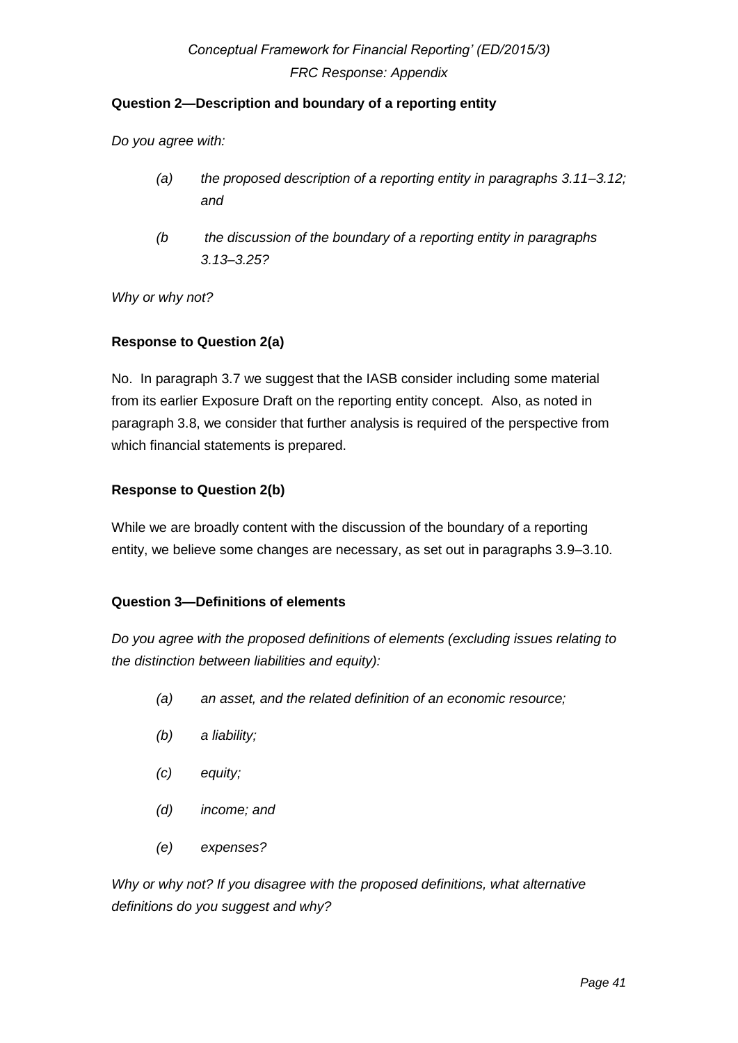**Question 2—Description and boundary of a reporting entity**

*Do you agree with:*

- *(a) the proposed description of a reporting entity in paragraphs 3.11–3.12; and*
- *(b the discussion of the boundary of a reporting entity in paragraphs 3.13–3.25?*

*Why or why not?*

**Response to Question 2(a)**

No. In paragraph 3.7 we suggest that the IASB consider including some material from its earlier Exposure Draft on the reporting entity concept. Also, as noted in paragraph 3.8, we consider that further analysis is required of the perspective from which financial statements is prepared.

**Response to Question 2(b)**

While we are broadly content with the discussion of the boundary of a reporting entity, we believe some changes are necessary, as set out in paragraphs 3.9–3.10.

**Question 3—Definitions of elements**

*Do you agree with the proposed definitions of elements (excluding issues relating to the distinction between liabilities and equity):*

- *(a) an asset, and the related definition of an economic resource;*
- *(b) a liability;*
- *(c) equity;*
- *(d) income; and*
- *(e) expenses?*

*Why or why not? If you disagree with the proposed definitions, what alternative definitions do you suggest and why?*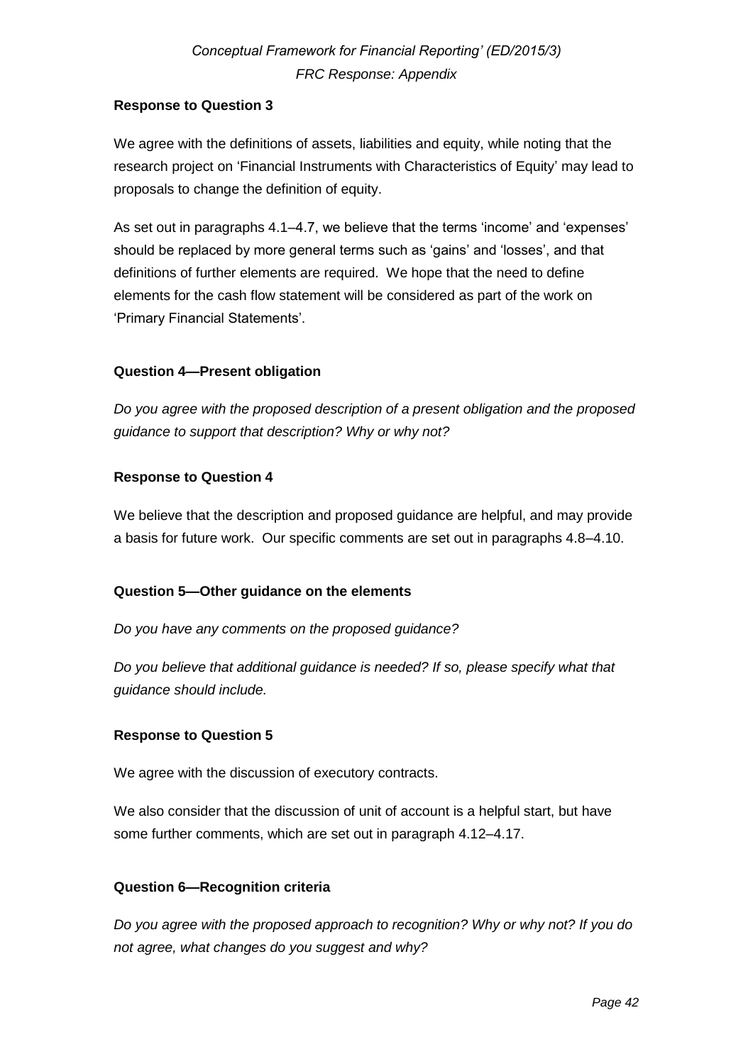**Response to Question 3**

We agree with the definitions of assets, liabilities and equity, while noting that the research project on 'Financial Instruments with Characteristics of Equity' may lead to proposals to change the definition of equity.

As set out in paragraphs 4.1–4.7, we believe that the terms 'income' and 'expenses' should be replaced by more general terms such as 'gains' and 'losses', and that definitions of further elements are required. We hope that the need to define elements for the cash flow statement will be considered as part of the work on 'Primary Financial Statements'.

**Question 4—Present obligation**

*Do you agree with the proposed description of a present obligation and the proposed guidance to support that description? Why or why not?*

**Response to Question 4**

We believe that the description and proposed guidance are helpful, and may provide a basis for future work. Our specific comments are set out in paragraphs 4.8–4.10.

**Question 5—Other guidance on the elements**

*Do you have any comments on the proposed guidance?*

*Do you believe that additional guidance is needed? If so, please specify what that guidance should include.*

**Response to Question 5**

We agree with the discussion of executory contracts.

We also consider that the discussion of unit of account is a helpful start, but have some further comments, which are set out in paragraph 4.12–4.17.

**Question 6—Recognition criteria**

*Do you agree with the proposed approach to recognition? Why or why not? If you do not agree, what changes do you suggest and why?*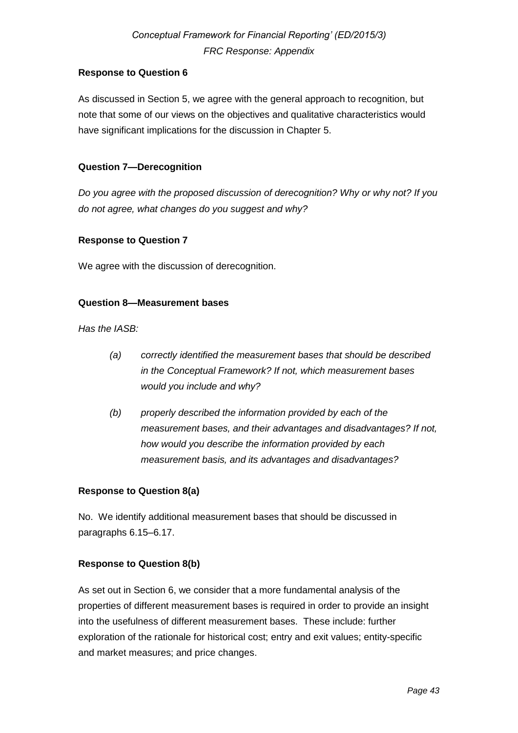**Response to Question 6**

As discussed in Section 5, we agree with the general approach to recognition, but note that some of our views on the objectives and qualitative characteristics would have significant implications for the discussion in Chapter 5.

**Question 7—Derecognition**

*Do you agree with the proposed discussion of derecognition? Why or why not? If you do not agree, what changes do you suggest and why?*

**Response to Question 7**

We agree with the discussion of derecognition.

**Question 8—Measurement bases**

*Has the IASB:*

- *(a) correctly identified the measurement bases that should be described in the Conceptual Framework? If not, which measurement bases would you include and why?*
- *(b) properly described the information provided by each of the measurement bases, and their advantages and disadvantages? If not, how would you describe the information provided by each measurement basis, and its advantages and disadvantages?*

**Response to Question 8(a)**

No. We identify additional measurement bases that should be discussed in paragraphs 6.15–6.17.

**Response to Question 8(b)**

As set out in Section 6, we consider that a more fundamental analysis of the properties of different measurement bases is required in order to provide an insight into the usefulness of different measurement bases. These include: further exploration of the rationale for historical cost; entry and exit values; entity-specific and market measures; and price changes.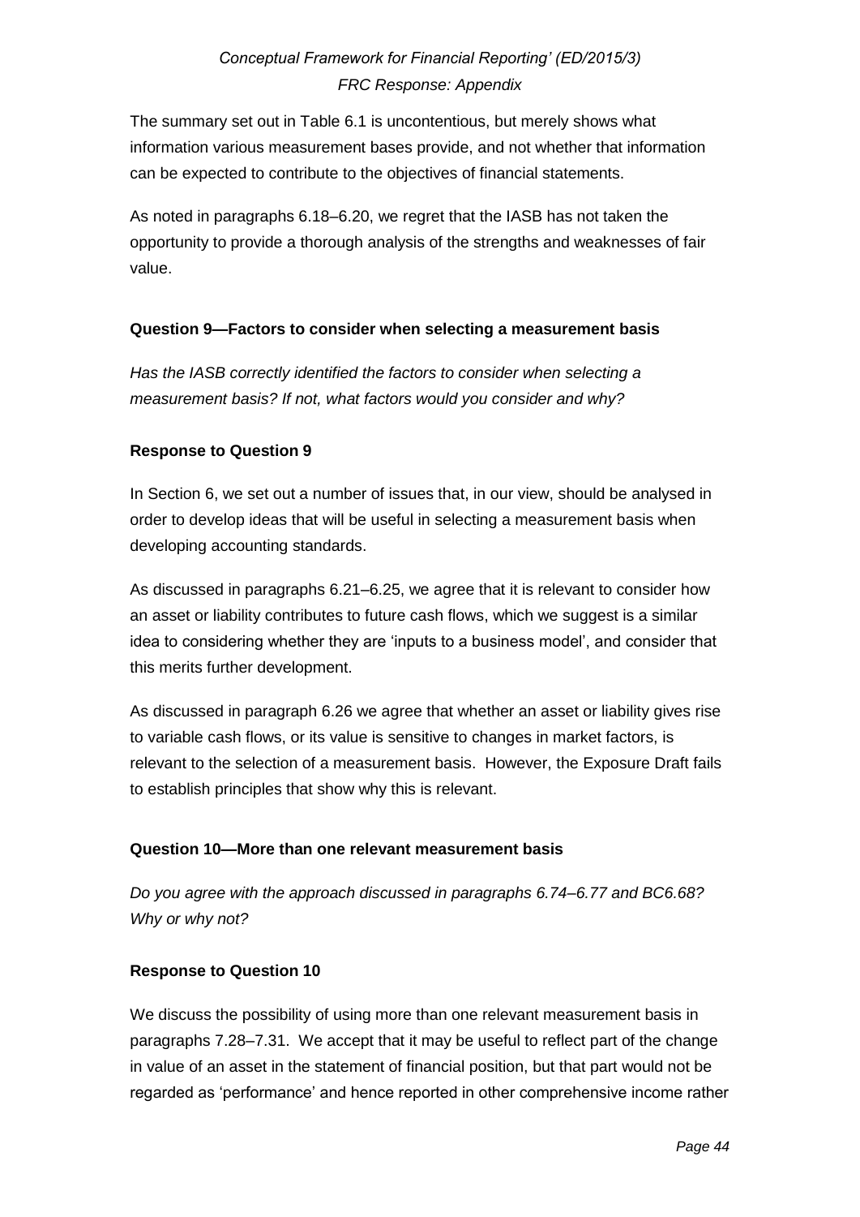The summary set out in Table 6.1 is uncontentious, but merely shows what information various measurement bases provide, and not whether that information can be expected to contribute to the objectives of financial statements.

As noted in paragraphs 6.18–6.20, we regret that the IASB has not taken the opportunity to provide a thorough analysis of the strengths and weaknesses of fair value.

**Question 9—Factors to consider when selecting a measurement basis**

*Has the IASB correctly identified the factors to consider when selecting a measurement basis? If not, what factors would you consider and why?*

**Response to Question 9**

In Section 6, we set out a number of issues that, in our view, should be analysed in order to develop ideas that will be useful in selecting a measurement basis when developing accounting standards.

As discussed in paragraphs 6.21–6.25, we agree that it is relevant to consider how an asset or liability contributes to future cash flows, which we suggest is a similar idea to considering whether they are 'inputs to a business model', and consider that this merits further development.

As discussed in paragraph 6.26 we agree that whether an asset or liability gives rise to variable cash flows, or its value is sensitive to changes in market factors, is relevant to the selection of a measurement basis. However, the Exposure Draft fails to establish principles that show why this is relevant.

**Question 10—More than one relevant measurement basis**

*Do you agree with the approach discussed in paragraphs 6.74–6.77 and BC6.68? Why or why not?*

**Response to Question 10**

We discuss the possibility of using more than one relevant measurement basis in paragraphs 7.28–7.31. We accept that it may be useful to reflect part of the change in value of an asset in the statement of financial position, but that part would not be regarded as 'performance' and hence reported in other comprehensive income rather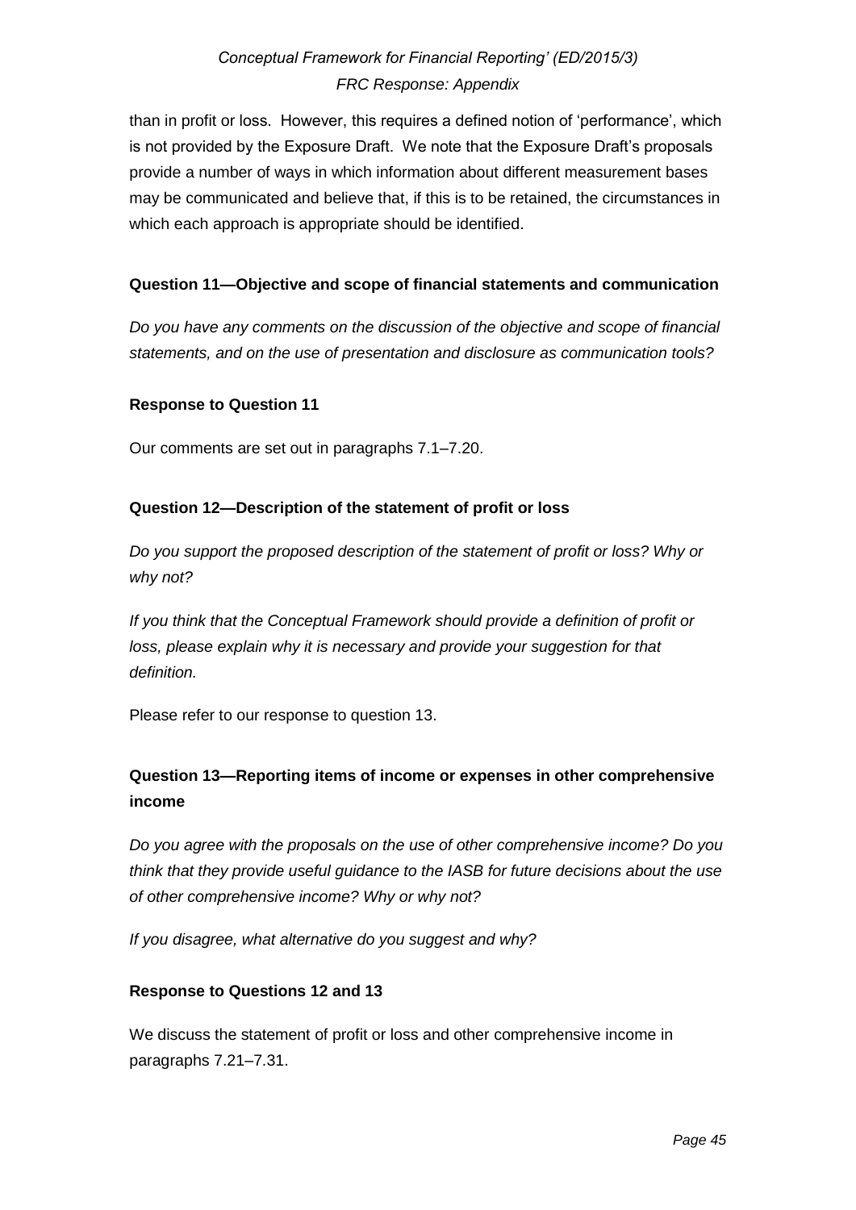than in profit or loss. However, this requires a defined notion of 'performance', which is not provided by the Exposure Draft. We note that the Exposure Draft's proposals provide a number of ways in which information about different measurement bases may be communicated and believe that, if this is to be retained, the circumstances in which each approach is appropriate should be identified.

### Question 11—Objective and scope of financial statements and communication

*Do you have any comments on the discussion of the objective and scope of financial statements, and on the use of presentation and disclosure as communication tools?*

### Response to Question 11

Our comments are set out in paragraphs 7.1–7.20.

### Question 12—Description of the statement of profit or loss

*Do you support the proposed description of the statement of profit or loss? Why or why not?*

*If you think that the Conceptual Framework should provide a definition of profit or loss, please explain why it is necessary and provide your suggestion for that definition.*

Please refer to our response to question 13.

### Question 13—Reporting items of income or expenses in other comprehensive income

*Do you agree with the proposals on the use of other comprehensive income? Do you think that they provide useful guidance to the IASB for future decisions about the use of other comprehensive income? Why or why not?*

*If you disagree, what alternative do you suggest and why?*

### Response to Questions 12 and 13

We discuss the statement of profit or loss and other comprehensive income in paragraphs 7.21–7.31.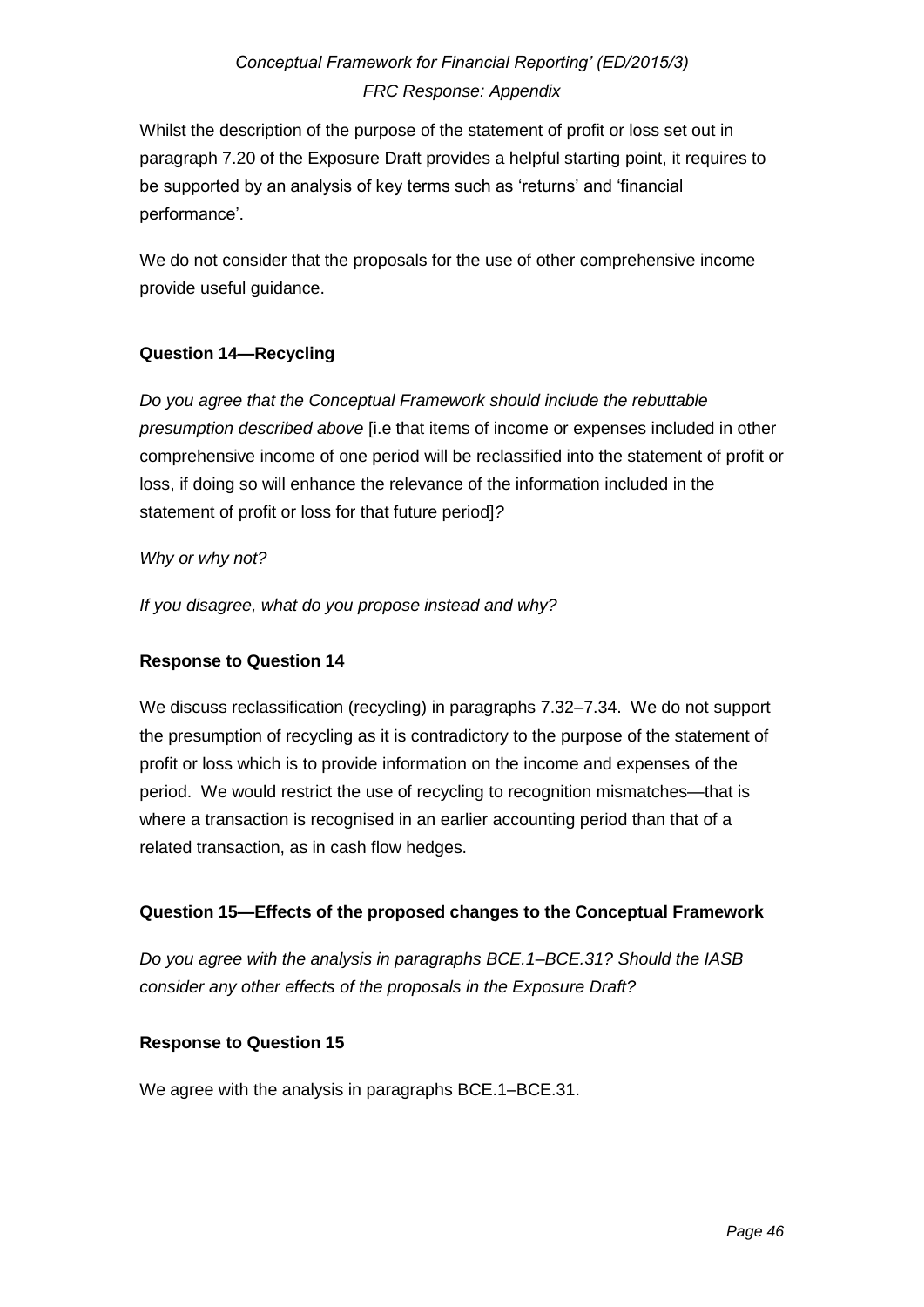Whilst the description of the purpose of the statement of profit or loss set out in paragraph 7.20 of the Exposure Draft provides a helpful starting point, it requires to be supported by an analysis of key terms such as 'returns' and 'financial performance'.

We do not consider that the proposals for the use of other comprehensive income provide useful guidance.

### Question 14—Recycling

*Do you agree that the Conceptual Framework should include the rebuttable presumption described above* [i.e that items of income or expenses included in other comprehensive income of one period will be reclassified into the statement of profit or loss, if doing so will enhance the relevance of the information included in the statement of profit or loss for that future period]*?*

*Why or why not?*

*If you disagree, what do you propose instead and why?*

### Response to Question 14

We discuss reclassification (recycling) in paragraphs 7.32–7.34. We do not support the presumption of recycling as it is contradictory to the purpose of the statement of profit or loss which is to provide information on the income and expenses of the period. We would restrict the use of recycling to recognition mismatches—that is where a transaction is recognised in an earlier accounting period than that of a related transaction, as in cash flow hedges.

### Question 15—Effects of the proposed changes to the Conceptual Framework

*Do you agree with the analysis in paragraphs BCE.1–BCE.31? Should the IASB consider any other effects of the proposals in the Exposure Draft?*

### Response to Question 15

We agree with the analysis in paragraphs BCE.1–BCE.31.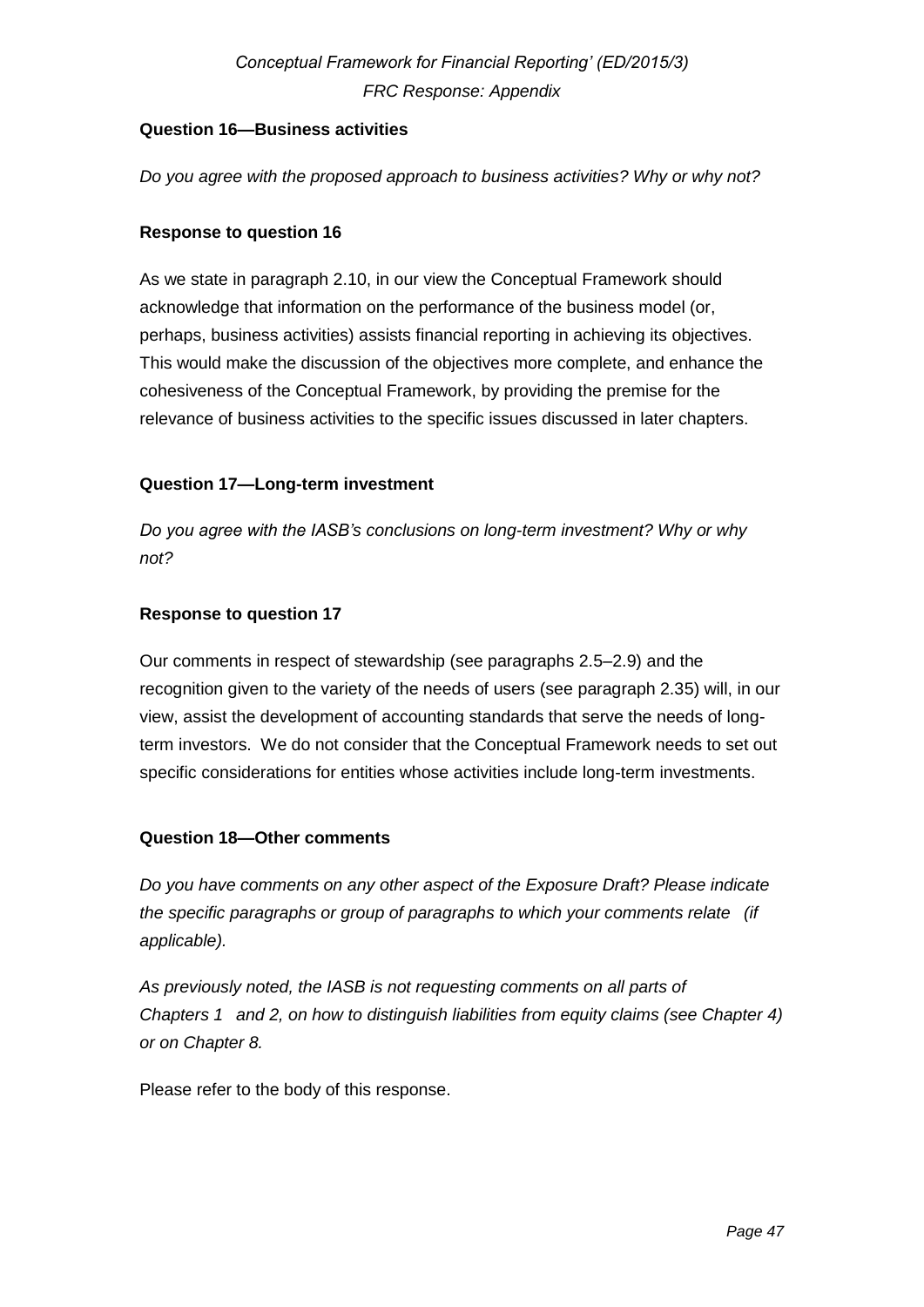**Question 16—Business activities**

*Do you agree with the proposed approach to business activities? Why or why not?*

**Response to question 16**

As we state in paragraph 2.10, in our view the Conceptual Framework should acknowledge that information on the performance of the business model (or, perhaps, business activities) assists financial reporting in achieving its objectives. This would make the discussion of the objectives more complete, and enhance the cohesiveness of the Conceptual Framework, by providing the premise for the relevance of business activities to the specific issues discussed in later chapters.

**Question 17—Long-term investment**

*Do you agree with the IASB's conclusions on long-term investment? Why or why not?*

**Response to question 17**

Our comments in respect of stewardship (see paragraphs 2.5–2.9) and the recognition given to the variety of the needs of users (see paragraph 2.35) will, in our view, assist the development of accounting standards that serve the needs of long-term investors. We do not consider that the Conceptual Framework needs to set out specific considerations for entities whose activities include long-term investments.

**Question 18—Other comments**

*Do you have comments on any other aspect of the Exposure Draft? Please indicate the specific paragraphs or group of paragraphs to which your comments relate (if applicable).*

*As previously noted, the IASB is not requesting comments on all parts of Chapters 1 and 2, on how to distinguish liabilities from equity claims (see Chapter 4) or on Chapter 8.*

Please refer to the body of this response.